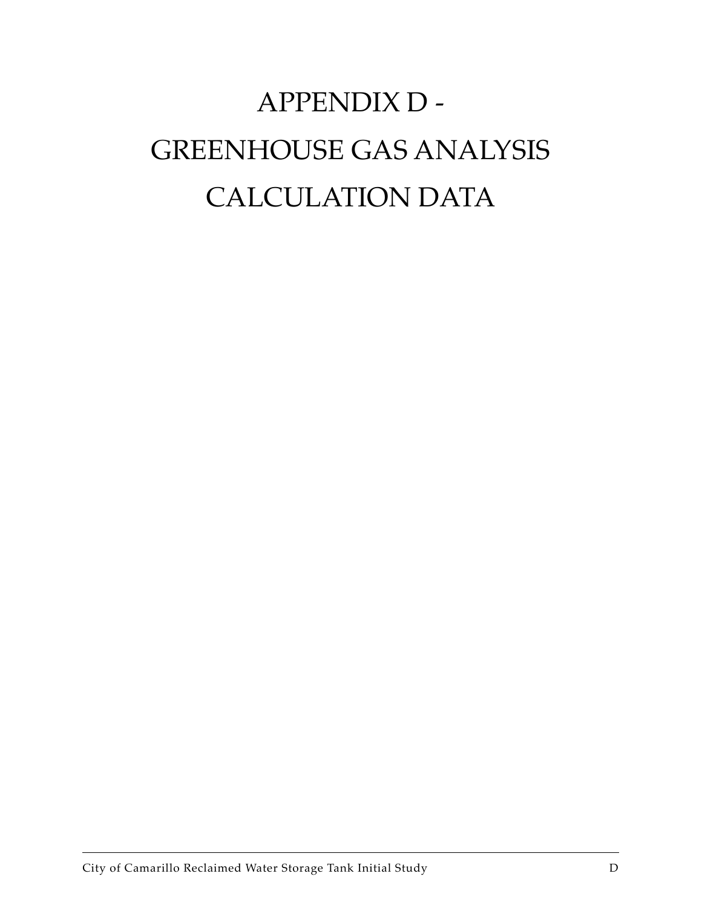# APPENDIX D - GREENHOUSE GAS ANALYSIS CALCULATION DATA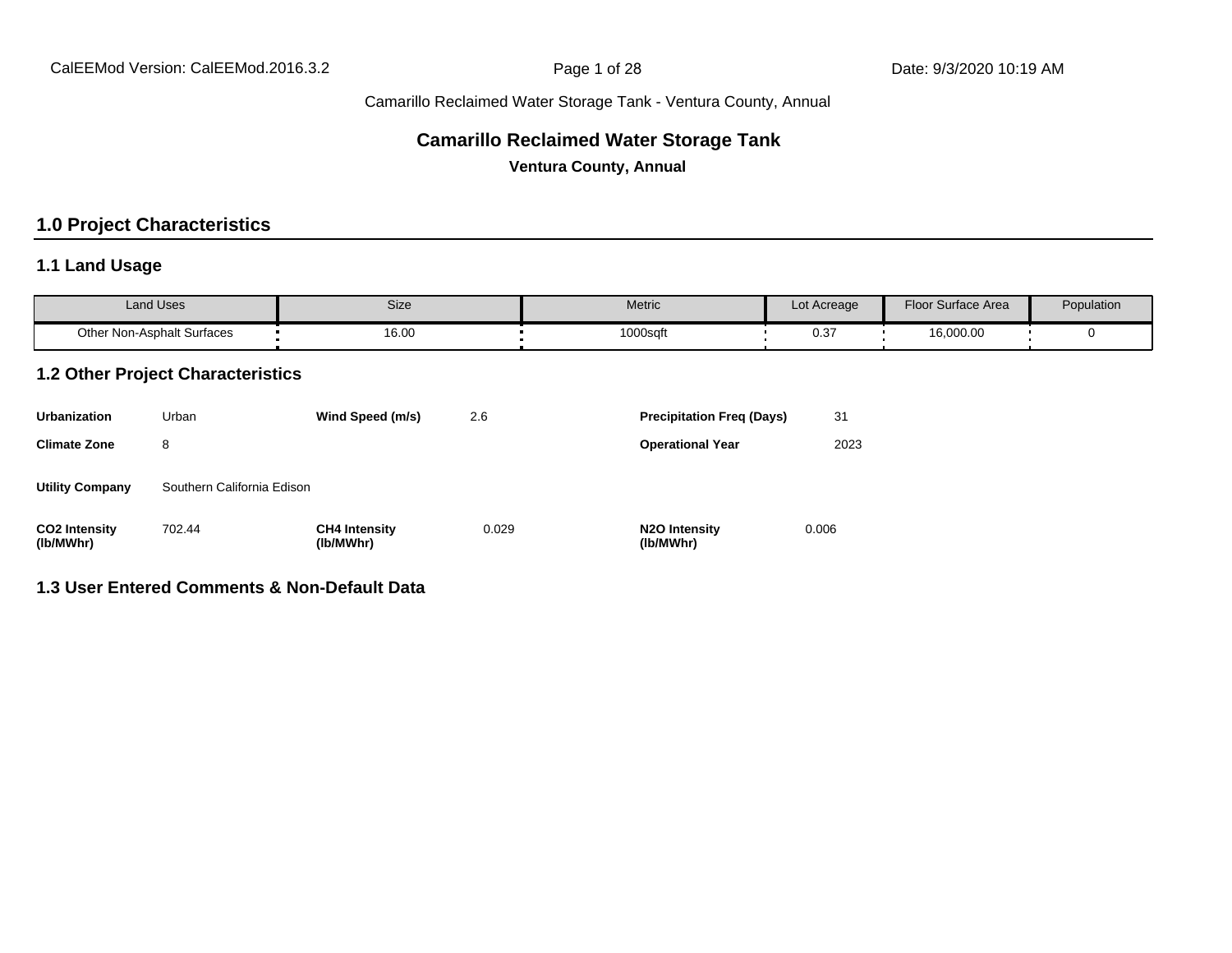Camarillo Reclaimed Water Storage Tank - Ventura County, Annual

# Camarillo Reclaimed Water Storage Tank

**Ventura County, Annual**

## 1.0 Project Characteristics

### 1.1 Land Usage

| Land Uses | Size | Metric | Lot Acreage | Floor Surface Area | Population |
|---|---|---|---|---|---|
| Other Non-Asphalt Surfaces | 16.00 | 1000sqft | 0.37 | 16,000.00 | 0 |

### 1.2 Other Project Characteristics

| | | | | | |
|---|---|---|---|---|---|
| **Urbanization** | Urban | **Wind Speed (m/s)** | 2.6 | **Precipitation Freq (Days)** | 31 |
| **Climate Zone** | 8 | | | **Operational Year** | 2023 |
| **Utility Company** | Southern California Edison | | | | |
| **$CO_2$ Intensity (lb/MWhr)** | 702.44 | **$CH_4$ Intensity (lb/MWhr)** | 0.029 | **$N_2O$ Intensity (lb/MWhr)** | 0.006 |

### 1.3 User Entered Comments & Non-Default Data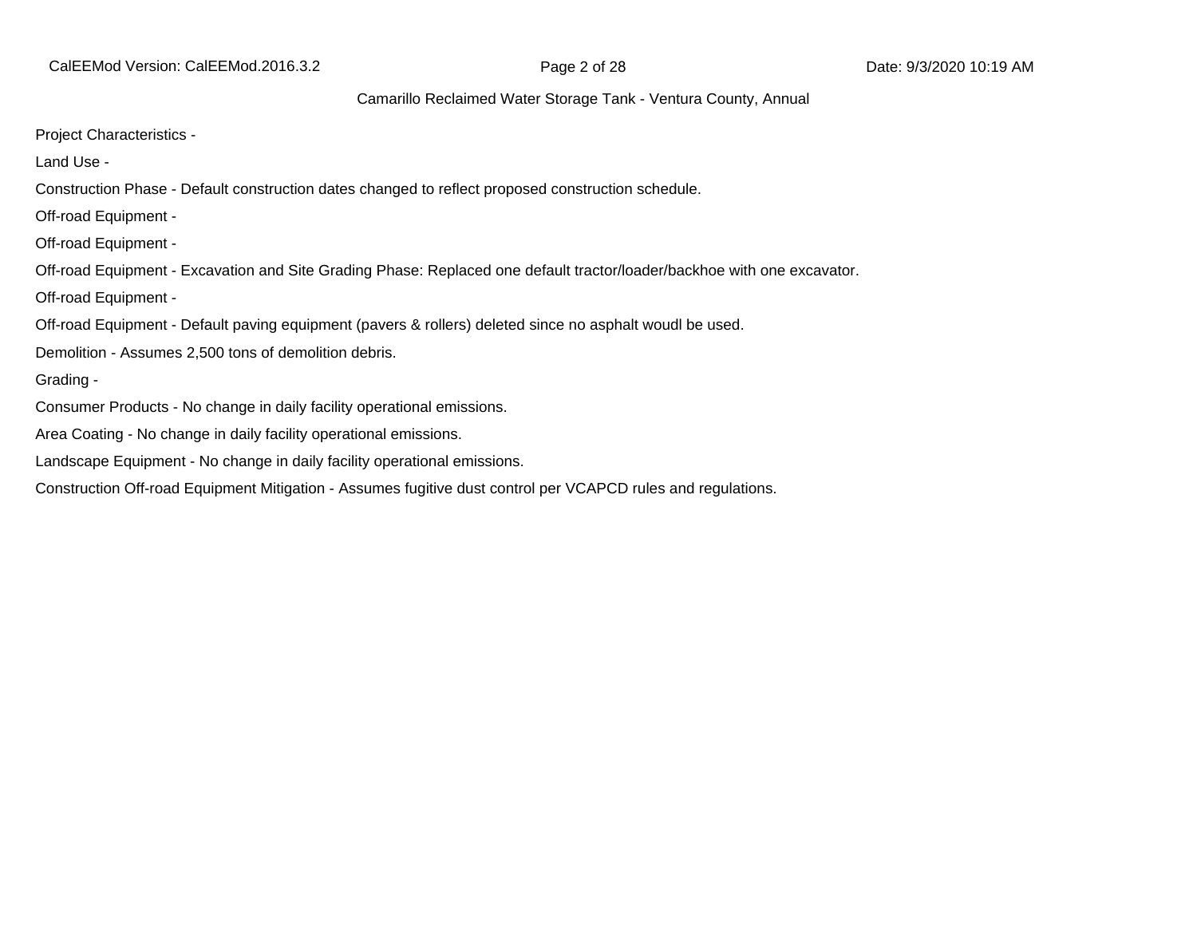Project Characteristics -

Land Use -

Construction Phase - Default construction dates changed to reflect proposed construction schedule.

Off-road Equipment -

Off-road Equipment -

Off-road Equipment - Excavation and Site Grading Phase: Replaced one default tractor/loader/backhoe with one excavator.

Off-road Equipment -

Off-road Equipment - Default paving equipment (pavers & rollers) deleted since no asphalt woudl be used.

Demolition - Assumes 2,500 tons of demolition debris.

Grading -

Consumer Products - No change in daily facility operational emissions.

Area Coating - No change in daily facility operational emissions.

Landscape Equipment - No change in daily facility operational emissions.

Construction Off-road Equipment Mitigation - Assumes fugitive dust control per VCAPCD rules and regulations.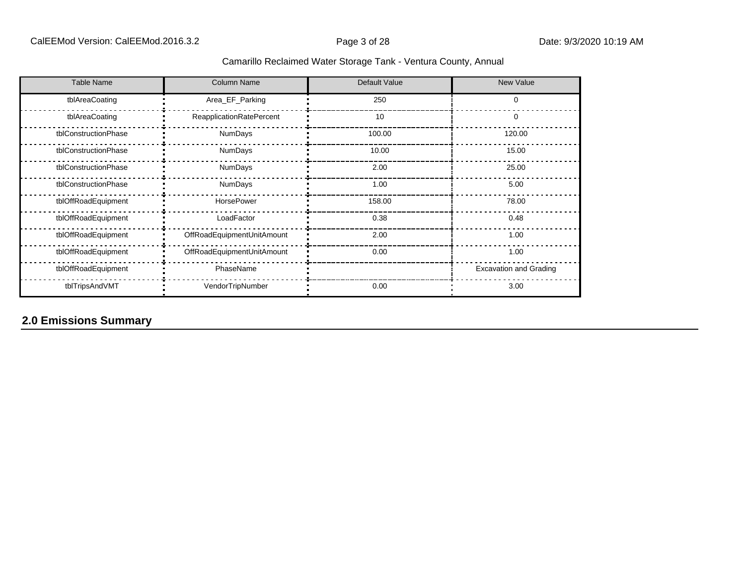| Table Name | Column Name | Default Value | New Value |
| --- | --- | --- | --- |
| tblAreaCoating | Area_EF_Parking | 250 | 0 |
| tblAreaCoating | ReapplicationRatePercent | 10 | 0 |
| tblConstructionPhase | NumDays | 100.00 | 120.00 |
| tblConstructionPhase | NumDays | 10.00 | 15.00 |
| tblConstructionPhase | NumDays | 2.00 | 25.00 |
| tblConstructionPhase | NumDays | 1.00 | 5.00 |
| tblOffRoadEquipment | HorsePower | 158.00 | 78.00 |
| tblOffRoadEquipment | LoadFactor | 0.38 | 0.48 |
| tblOffRoadEquipment | OffRoadEquipmentUnitAmount | 2.00 | 1.00 |
| tblOffRoadEquipment | OffRoadEquipmentUnitAmount | 0.00 | 1.00 |
| tblOffRoadEquipment | PhaseName | | Excavation and Grading |
| tblTripsAndVMT | VendorTripNumber | 0.00 | 3.00 |

## 2.0 Emissions Summary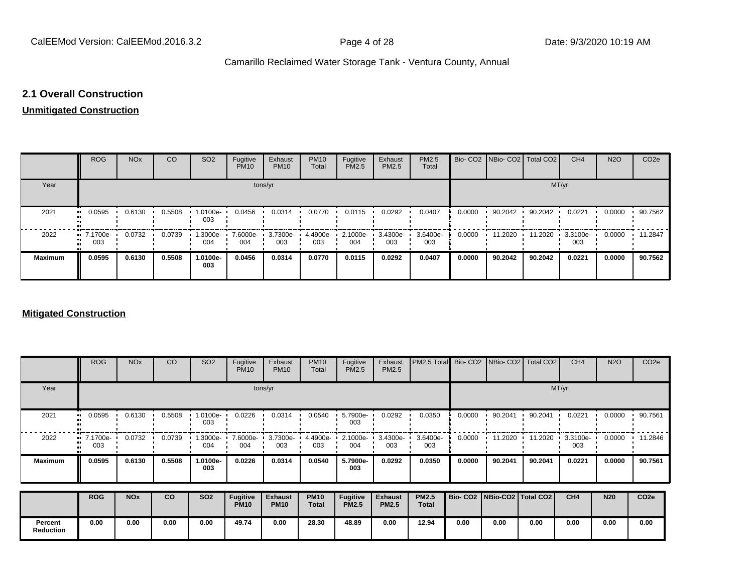## 2.1 Overall Construction

**Unmitigated Construction**

| | ROG | NOx | CO | SO2 | Fugitive PM10 | Exhaust PM10 | PM10 Total | Fugitive PM2.5 | Exhaust PM2.5 | PM2.5 Total | Bio- CO2 | NBio- CO2 | Total CO2 | CH4 | N2O | CO2e |
|---|---|---|---|---|---|---|---|---|---|---|---|---|---|---|---|---|
| Year | tons/yr | | | | | | | | | | MT/yr | | | | | |
| 2021 | 0.0595 | 0.6130 | 0.5508 | 1.0100e-003 | 0.0456 | 0.0314 | 0.0770 | 0.0115 | 0.0292 | 0.0407 | 0.0000 | 90.2042 | 90.2042 | 0.0221 | 0.0000 | 90.7562 |
| 2022 | 7.1700e-003 | 0.0732 | 0.0739 | 1.3000e-004 | 7.6000e-004 | 3.7300e-003 | 4.4900e-003 | 2.1000e-004 | 3.4300e-003 | 3.6400e-003 | 0.0000 | 11.2020 | 11.2020 | 3.3100e-003 | 0.0000 | 11.2847 |
| **Maximum** | **0.0595** | **0.6130** | **0.5508** | **1.0100e-003** | **0.0456** | **0.0314** | **0.0770** | **0.0115** | **0.0292** | **0.0407** | **0.0000** | **90.2042** | **90.2042** | **0.0221** | **0.0000** | **90.7562** |

**Mitigated Construction**

| | ROG | NOx | CO | SO2 | Fugitive PM10 | Exhaust PM10 | PM10 Total | Fugitive PM2.5 | Exhaust PM2.5 | PM2.5 Total | Bio- CO2 | NBio- CO2 | Total CO2 | CH4 | N2O | CO2e |
|---|---|---|---|---|---|---|---|---|---|---|---|---|---|---|---|---|
| Year | tons/yr | | | | | | | | | | MT/yr | | | | | |
| 2021 | 0.0595 | 0.6130 | 0.5508 | 1.0100e-003 | 0.0226 | 0.0314 | 0.0540 | 5.7900e-003 | 0.0292 | 0.0350 | 0.0000 | 90.2041 | 90.2041 | 0.0221 | 0.0000 | 90.7561 |
| 2022 | 7.1700e-003 | 0.0732 | 0.0739 | 1.3000e-004 | 7.6000e-004 | 3.7300e-003 | 4.4900e-003 | 2.1000e-004 | 3.4300e-003 | 3.6400e-003 | 0.0000 | 11.2020 | 11.2020 | 3.3100e-003 | 0.0000 | 11.2846 |
| **Maximum** | **0.0595** | **0.6130** | **0.5508** | **1.0100e-003** | **0.0226** | **0.0314** | **0.0540** | **5.7900e-003** | **0.0292** | **0.0350** | **0.0000** | **90.2041** | **90.2041** | **0.0221** | **0.0000** | **90.7561** |

| | **ROG** | **NOx** | **CO** | **SO2** | **Fugitive PM10** | **Exhaust PM10** | **PM10 Total** | **Fugitive PM2.5** | **Exhaust PM2.5** | **PM2.5 Total** | **Bio- CO2** | **NBio-CO2** | **Total CO2** | **CH4** | **N20** | **CO2e** |
|---|---|---|---|---|---|---|---|---|---|---|---|---|---|---|---|---|
| **Percent Reduction** | **0.00** | **0.00** | **0.00** | **0.00** | **49.74** | **0.00** | **28.30** | **48.89** | **0.00** | **12.94** | **0.00** | **0.00** | **0.00** | **0.00** | **0.00** | **0.00** |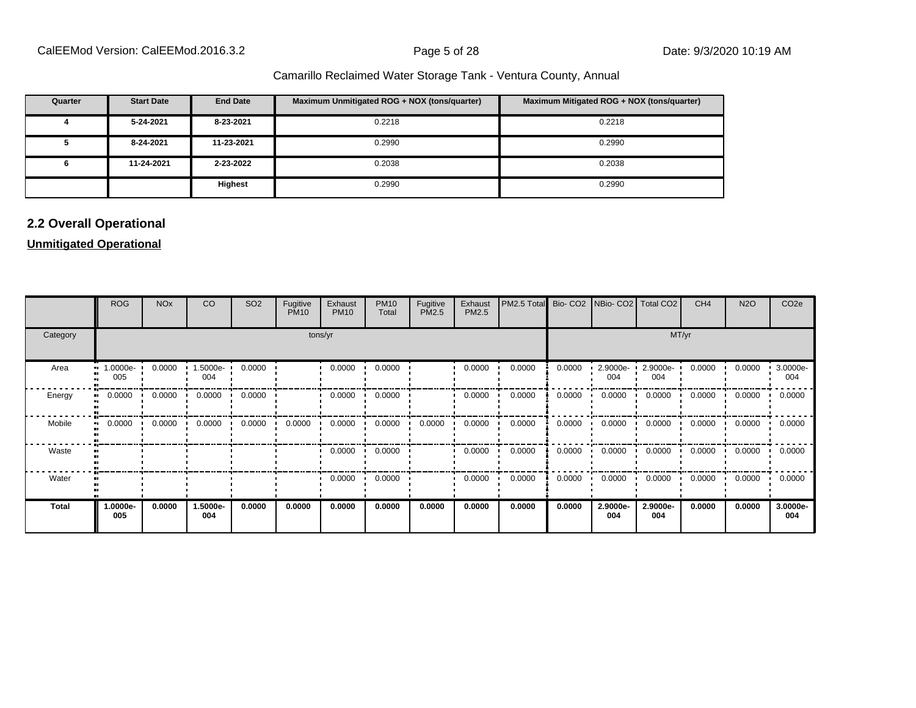| Quarter | Start Date | End Date | Maximum Unmitigated ROG + NOX (tons/quarter) | Maximum Mitigated ROG + NOX (tons/quarter) |
|---|---|---|---|---|
| 4 | 5-24-2021 | 8-23-2021 | 0.2218 | 0.2218 |
| 5 | 8-24-2021 | 11-23-2021 | 0.2990 | 0.2990 |
| 6 | 11-24-2021 | 2-23-2022 | 0.2038 | 0.2038 |
| | | **Highest** | 0.2990 | 0.2990 |

## 2.2 Overall Operational

**Unmitigated Operational**

| | ROG | NOx | CO | SO2 | Fugitive PM10 | Exhaust PM10 | PM10 Total | Fugitive PM2.5 | Exhaust PM2.5 | PM2.5 Total | Bio- CO2 | NBio- CO2 | Total CO2 | CH4 | N2O | CO2e |
|---|---|---|---|---|---|---|---|---|---|---|---|---|---|---|---|---|
| Category | tons/yr | | | | | | | | | | MT/yr | | | | | |
| Area | 1.0000e-005 | 0.0000 | 1.5000e-004 | 0.0000 | | 0.0000 | 0.0000 | | 0.0000 | 0.0000 | 0.0000 | 2.9000e-004 | 2.9000e-004 | 0.0000 | 0.0000 | 3.0000e-004 |
| Energy | 0.0000 | 0.0000 | 0.0000 | 0.0000 | | 0.0000 | 0.0000 | | 0.0000 | 0.0000 | 0.0000 | 0.0000 | 0.0000 | 0.0000 | 0.0000 | 0.0000 |
| Mobile | 0.0000 | 0.0000 | 0.0000 | 0.0000 | 0.0000 | 0.0000 | 0.0000 | 0.0000 | 0.0000 | 0.0000 | 0.0000 | 0.0000 | 0.0000 | 0.0000 | 0.0000 | 0.0000 |
| Waste | | | | | | 0.0000 | 0.0000 | | 0.0000 | 0.0000 | 0.0000 | 0.0000 | 0.0000 | 0.0000 | 0.0000 | 0.0000 |
| Water | | | | | | 0.0000 | 0.0000 | | 0.0000 | 0.0000 | 0.0000 | 0.0000 | 0.0000 | 0.0000 | 0.0000 | 0.0000 |
| **Total** | **1.0000e-005** | **0.0000** | **1.5000e-004** | **0.0000** | **0.0000** | **0.0000** | **0.0000** | **0.0000** | **0.0000** | **0.0000** | **0.0000** | **2.9000e-004** | **2.9000e-004** | **0.0000** | **0.0000** | **3.0000e-004** |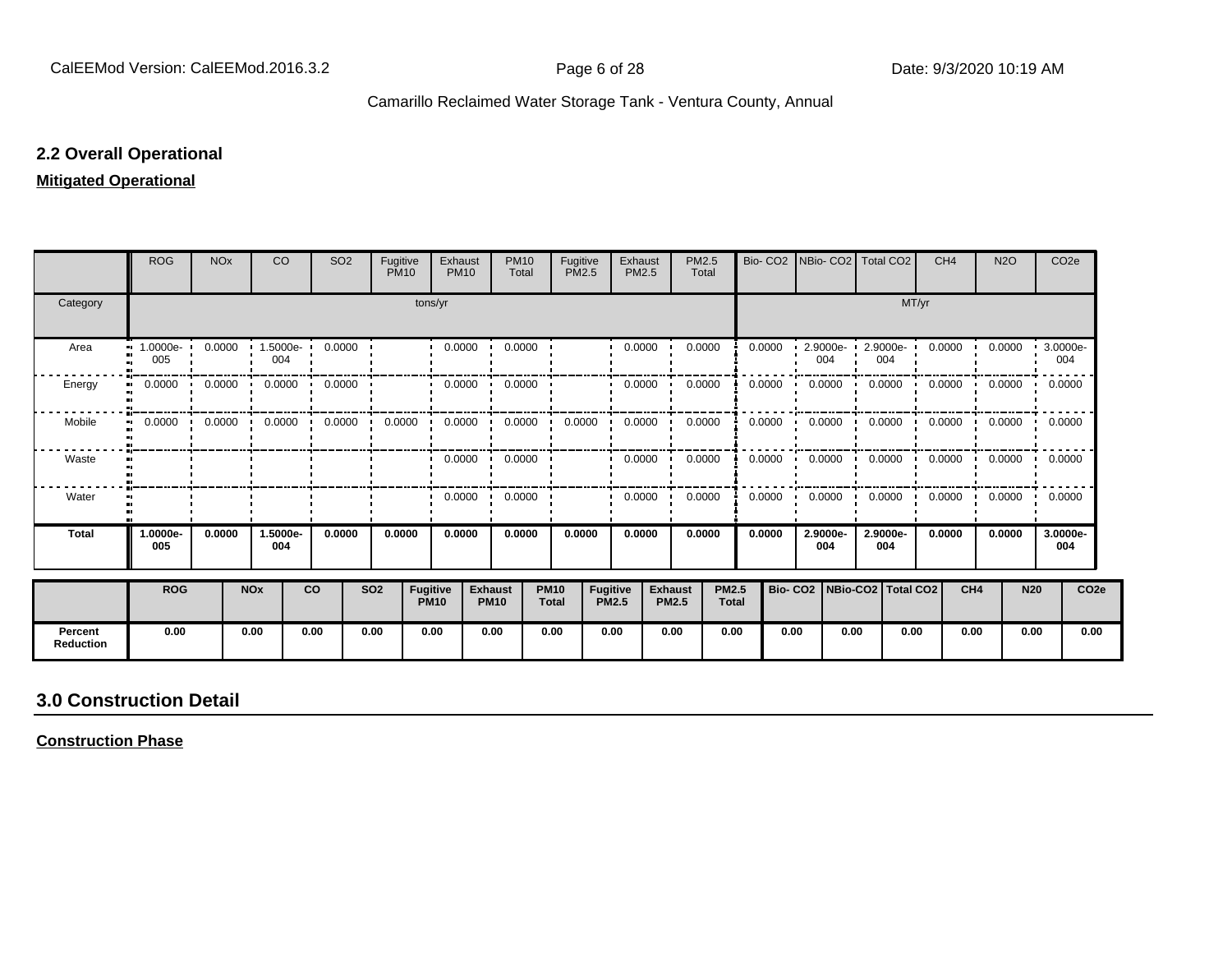## 2.2 Overall Operational

**Mitigated Operational**

| | ROG | NOx | CO | SO2 | Fugitive PM10 | Exhaust PM10 | PM10 Total | Fugitive PM2.5 | Exhaust PM2.5 | PM2.5 Total | Bio- CO2 | NBio- CO2 | Total CO2 | CH4 | N2O | CO2e |
|---|---|---|---|---|---|---|---|---|---|---|---|---|---|---|---|---|
| Category | tons/yr | | | | | | | | | | MT/yr | | | | | |
| Area | 1.0000e-005 | 0.0000 | 1.5000e-004 | 0.0000 | | 0.0000 | 0.0000 | | 0.0000 | 0.0000 | 0.0000 | 2.9000e-004 | 2.9000e-004 | 0.0000 | 0.0000 | 3.0000e-004 |
| Energy | 0.0000 | 0.0000 | 0.0000 | 0.0000 | | 0.0000 | 0.0000 | | 0.0000 | 0.0000 | 0.0000 | 0.0000 | 0.0000 | 0.0000 | 0.0000 | 0.0000 |
| Mobile | 0.0000 | 0.0000 | 0.0000 | 0.0000 | 0.0000 | 0.0000 | 0.0000 | 0.0000 | 0.0000 | 0.0000 | 0.0000 | 0.0000 | 0.0000 | 0.0000 | 0.0000 | 0.0000 |
| Waste | | | | | | 0.0000 | 0.0000 | | 0.0000 | 0.0000 | 0.0000 | 0.0000 | 0.0000 | 0.0000 | 0.0000 | 0.0000 |
| Water | | | | | | 0.0000 | 0.0000 | | 0.0000 | 0.0000 | 0.0000 | 0.0000 | 0.0000 | 0.0000 | 0.0000 | 0.0000 |
| **Total** | **1.0000e-005** | **0.0000** | **1.5000e-004** | **0.0000** | **0.0000** | **0.0000** | **0.0000** | **0.0000** | **0.0000** | **0.0000** | **0.0000** | **2.9000e-004** | **2.9000e-004** | **0.0000** | **0.0000** | **3.0000e-004** |

| | ROG | NOx | CO | SO2 | Fugitive PM10 | Exhaust PM10 | PM10 Total | Fugitive PM2.5 | Exhaust PM2.5 | PM2.5 Total | Bio- CO2 | NBio-CO2 | Total CO2 | CH4 | N20 | CO2e |
|---|---|---|---|---|---|---|---|---|---|---|---|---|---|---|---|---|
| **Percent Reduction** | 0.00 | 0.00 | 0.00 | 0.00 | 0.00 | 0.00 | 0.00 | 0.00 | 0.00 | 0.00 | 0.00 | 0.00 | 0.00 | 0.00 | 0.00 | 0.00 |

# 3.0 Construction Detail

**Construction Phase**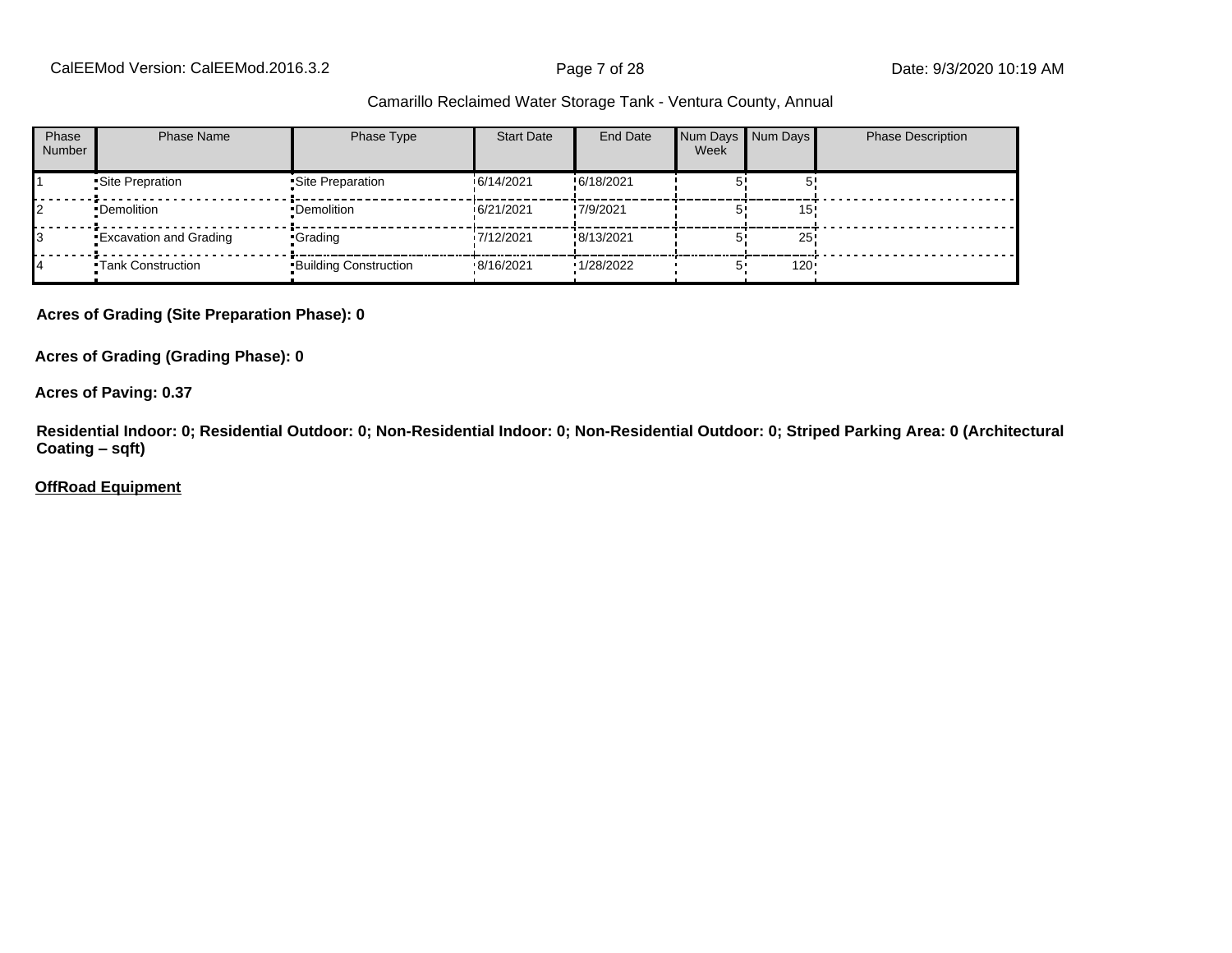Camarillo Reclaimed Water Storage Tank - Ventura County, Annual

| Phase Number | Phase Name | Phase Type | Start Date | End Date | Num Days Week | Num Days | Phase Description |
|---|---|---|---|---|---|---|---|
| 1 | Site Prepration | Site Preparation | 6/14/2021 | 6/18/2021 | 5 | 5 | |
| 2 | Demolition | Demolition | 6/21/2021 | 7/9/2021 | 5 | 15 | |
| 3 | Excavation and Grading | Grading | 7/12/2021 | 8/13/2021 | 5 | 25 | |
| 4 | Tank Construction | Building Construction | 8/16/2021 | 1/28/2022 | 5 | 120 | |

**Acres of Grading (Site Preparation Phase): 0**

**Acres of Grading (Grading Phase): 0**

**Acres of Paving: 0.37**

**Residential Indoor: 0; Residential Outdoor: 0; Non-Residential Indoor: 0; Non-Residential Outdoor: 0; Striped Parking Area: 0 (Architectural Coating – sqft)**

**OffRoad Equipment**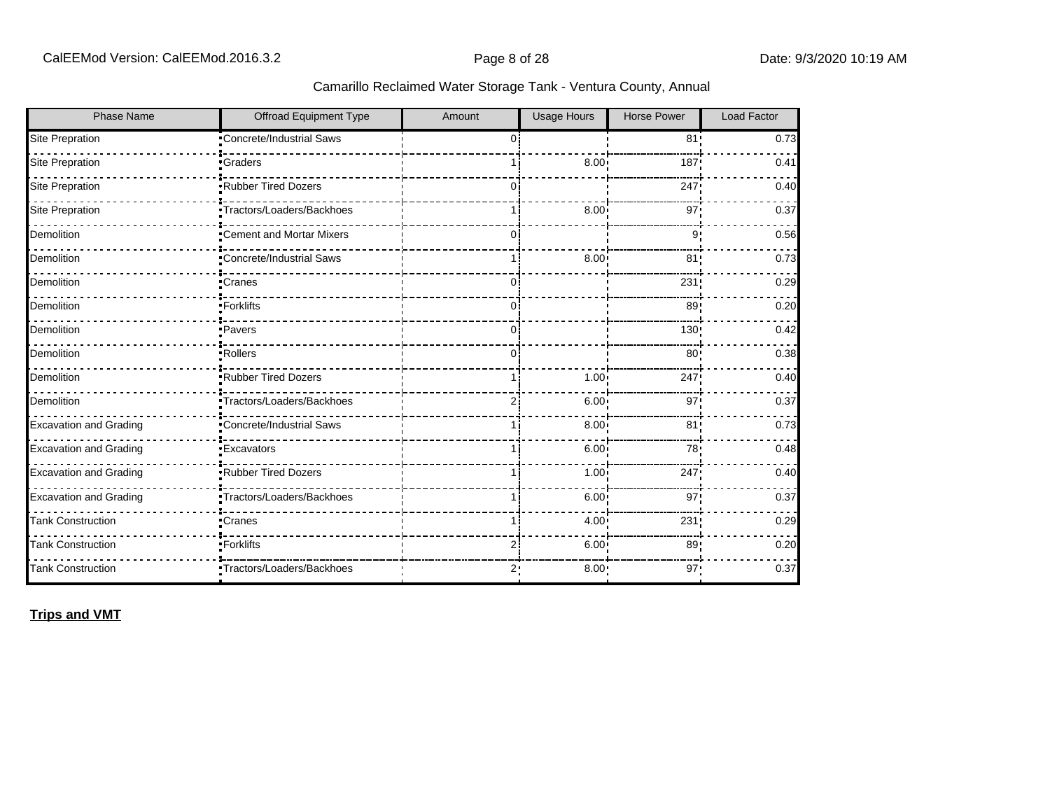| Phase Name | Offroad Equipment Type | Amount | Usage Hours | Horse Power | Load Factor |
|---|---|---|---|---|---|
| Site Prepration | Concrete/Industrial Saws | 0 | | 81 | 0.73 |
| Site Prepration | Graders | 1 | 8.00 | 187 | 0.41 |
| Site Prepration | Rubber Tired Dozers | 0 | | 247 | 0.40 |
| Site Prepration | Tractors/Loaders/Backhoes | 1 | 8.00 | 97 | 0.37 |
| Demolition | Cement and Mortar Mixers | 0 | | 9 | 0.56 |
| Demolition | Concrete/Industrial Saws | 1 | 8.00 | 81 | 0.73 |
| Demolition | Cranes | 0 | | 231 | 0.29 |
| Demolition | Forklifts | 0 | | 89 | 0.20 |
| Demolition | Pavers | 0 | | 130 | 0.42 |
| Demolition | Rollers | 0 | | 80 | 0.38 |
| Demolition | Rubber Tired Dozers | 1 | 1.00 | 247 | 0.40 |
| Demolition | Tractors/Loaders/Backhoes | 2 | 6.00 | 97 | 0.37 |
| Excavation and Grading | Concrete/Industrial Saws | 1 | 8.00 | 81 | 0.73 |
| Excavation and Grading | Excavators | 1 | 6.00 | 78 | 0.48 |
| Excavation and Grading | Rubber Tired Dozers | 1 | 1.00 | 247 | 0.40 |
| Excavation and Grading | Tractors/Loaders/Backhoes | 1 | 6.00 | 97 | 0.37 |
| Tank Construction | Cranes | 1 | 4.00 | 231 | 0.29 |
| Tank Construction | Forklifts | 2 | 6.00 | 89 | 0.20 |
| Tank Construction | Tractors/Loaders/Backhoes | 2 | 8.00 | 97 | 0.37 |

**Trips and VMT**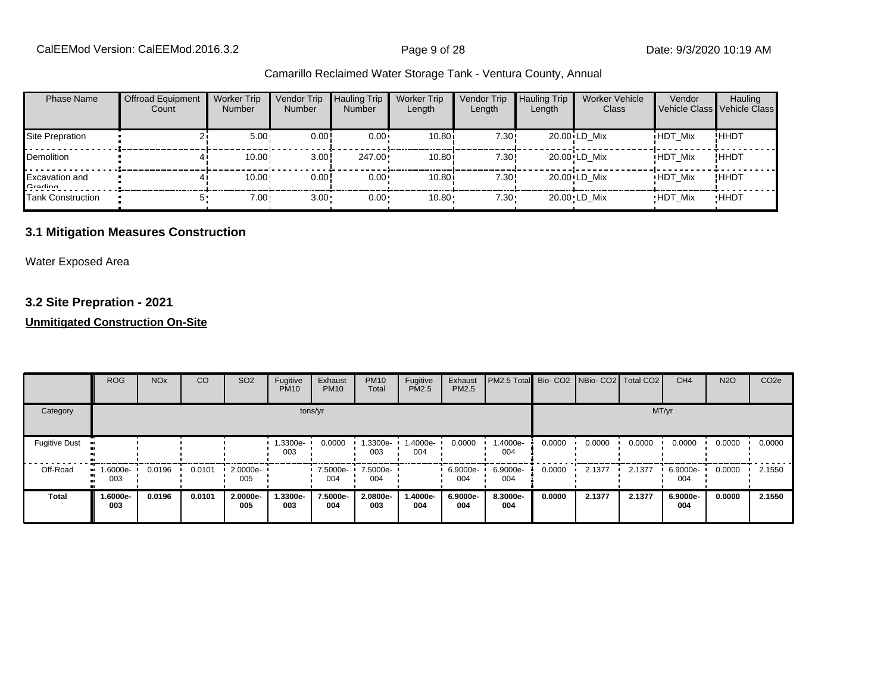| Phase Name | Offroad Equipment Count | Worker Trip Number | Vendor Trip Number | Hauling Trip Number | Worker Trip Length | Vendor Trip Length | Hauling Trip Length | Worker Vehicle Class | Vendor Vehicle Class | Hauling Vehicle Class |
|---|---|---|---|---|---|---|---|---|---|---|
| Site Prepration | 2 | 5.00 | 0.00 | 0.00 | 10.80 | 7.30 | 20.00 | LD_Mix | HDT_Mix | HHDT |
| Demolition | 4 | 10.00 | 3.00 | 247.00 | 10.80 | 7.30 | 20.00 | LD_Mix | HDT_Mix | HHDT |
| Excavation and Grading | 4 | 10.00 | 0.00 | 0.00 | 10.80 | 7.30 | 20.00 | LD_Mix | HDT_Mix | HHDT |
| Tank Construction | 5 | 7.00 | 3.00 | 0.00 | 10.80 | 7.30 | 20.00 | LD_Mix | HDT_Mix | HHDT |

## 3.1 Mitigation Measures Construction

Water Exposed Area

## 3.2 Site Prepration - 2021

**Unmitigated Construction On-Site**

| | ROG | NOx | CO | SO2 | Fugitive PM10 | Exhaust PM10 | PM10 Total | Fugitive PM2.5 | Exhaust PM2.5 | PM2.5 Total | Bio- CO2 | NBio- CO2 | Total CO2 | CH4 | N2O | CO2e |
|---|---|---|---|---|---|---|---|---|---|---|---|---|---|---|---|---|
| Category | tons/yr | | | | | | | | | | MT/yr | | | | | |
| Fugitive Dust | | | | | 1.3300e-003 | 0.0000 | 1.3300e-003 | 1.4000e-004 | 0.0000 | 1.4000e-004 | 0.0000 | 0.0000 | 0.0000 | 0.0000 | 0.0000 | 0.0000 |
| Off-Road | 1.6000e-003 | 0.0196 | 0.0101 | 2.0000e-005 | | 7.5000e-004 | 7.5000e-004 | | 6.9000e-004 | 6.9000e-004 | 0.0000 | 2.1377 | 2.1377 | 6.9000e-004 | 0.0000 | 2.1550 |
| **Total** | **1.6000e-003** | **0.0196** | **0.0101** | **2.0000e-005** | **1.3300e-003** | **7.5000e-004** | **2.0800e-003** | **1.4000e-004** | **6.9000e-004** | **8.3000e-004** | **0.0000** | **2.1377** | **2.1377** | **6.9000e-004** | **0.0000** | **2.1550** |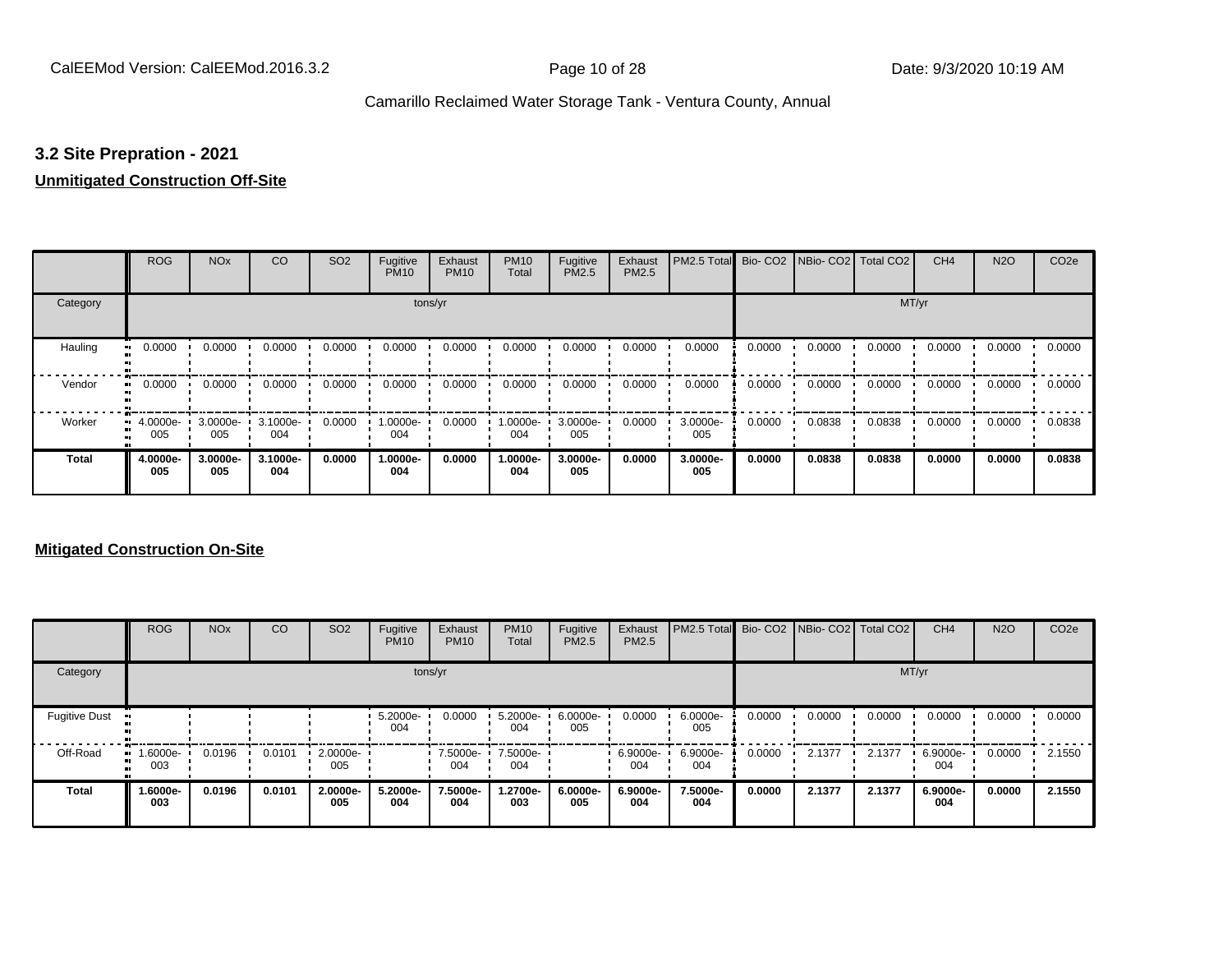## 3.2 Site Prepration - 2021

**Unmitigated Construction Off-Site**

| | ROG | NOx | CO | SO2 | Fugitive PM10 | Exhaust PM10 | PM10 Total | Fugitive PM2.5 | Exhaust PM2.5 | PM2.5 Total | Bio- CO2 | NBio- CO2 | Total CO2 | CH4 | N2O | CO2e |
|---|---|---|---|---|---|---|---|---|---|---|---|---|---|---|---|---|
| Category | tons/yr | | | | | | | | | | MT/yr | | | | | |
| Hauling | 0.0000 | 0.0000 | 0.0000 | 0.0000 | 0.0000 | 0.0000 | 0.0000 | 0.0000 | 0.0000 | 0.0000 | 0.0000 | 0.0000 | 0.0000 | 0.0000 | 0.0000 | 0.0000 |
| Vendor | 0.0000 | 0.0000 | 0.0000 | 0.0000 | 0.0000 | 0.0000 | 0.0000 | 0.0000 | 0.0000 | 0.0000 | 0.0000 | 0.0000 | 0.0000 | 0.0000 | 0.0000 | 0.0000 |
| Worker | 4.0000e-005 | 3.0000e-005 | 3.1000e-004 | 0.0000 | 1.0000e-004 | 0.0000 | 1.0000e-004 | 3.0000e-005 | 0.0000 | 3.0000e-005 | 0.0000 | 0.0838 | 0.0838 | 0.0000 | 0.0000 | 0.0838 |
| **Total** | **4.0000e-005** | **3.0000e-005** | **3.1000e-004** | **0.0000** | **1.0000e-004** | **0.0000** | **1.0000e-004** | **3.0000e-005** | **0.0000** | **3.0000e-005** | **0.0000** | **0.0838** | **0.0838** | **0.0000** | **0.0000** | **0.0838** |

**Mitigated Construction On-Site**

| | ROG | NOx | CO | SO2 | Fugitive PM10 | Exhaust PM10 | PM10 Total | Fugitive PM2.5 | Exhaust PM2.5 | PM2.5 Total | Bio- CO2 | NBio- CO2 | Total CO2 | CH4 | N2O | CO2e |
|---|---|---|---|---|---|---|---|---|---|---|---|---|---|---|---|---|
| Category | tons/yr | | | | | | | | | | MT/yr | | | | | |
| Fugitive Dust | | | | | 5.2000e-004 | 0.0000 | 5.2000e-004 | 6.0000e-005 | 0.0000 | 6.0000e-005 | 0.0000 | 0.0000 | 0.0000 | 0.0000 | 0.0000 | 0.0000 |
| Off-Road | 1.6000e-003 | 0.0196 | 0.0101 | 2.0000e-005 | | 7.5000e-004 | 7.5000e-004 | | 6.9000e-004 | 6.9000e-004 | 0.0000 | 2.1377 | 2.1377 | 6.9000e-004 | 0.0000 | 2.1550 |
| **Total** | **1.6000e-003** | **0.0196** | **0.0101** | **2.0000e-005** | **5.2000e-004** | **7.5000e-004** | **1.2700e-003** | **6.0000e-005** | **6.9000e-004** | **7.5000e-004** | **0.0000** | **2.1377** | **2.1377** | **6.9000e-004** | **0.0000** | **2.1550** |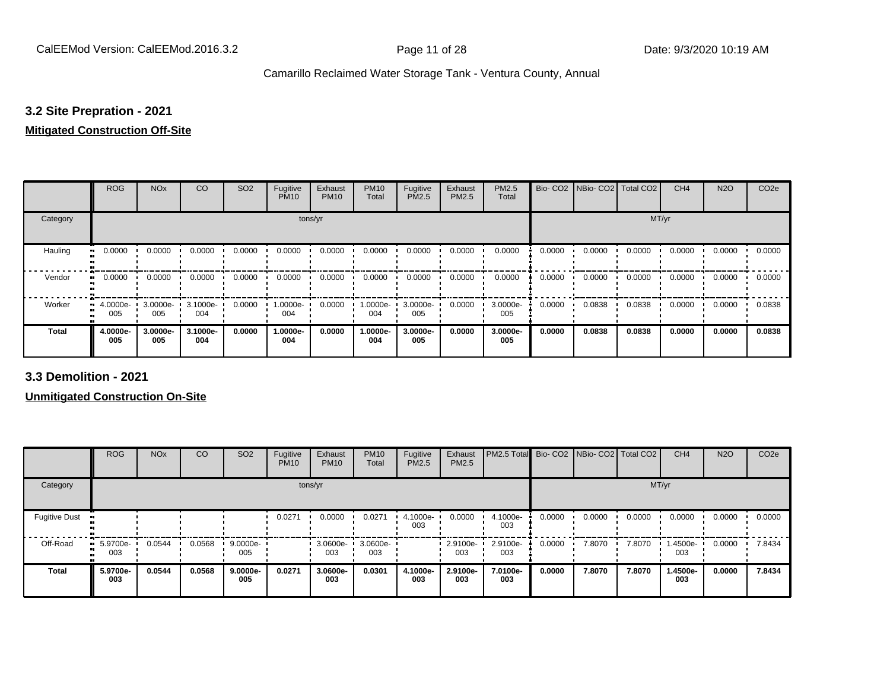### 3.2 Site Prepration - 2021

**Mitigated Construction Off-Site**

| | ROG | NOx | CO | SO2 | Fugitive PM10 | Exhaust PM10 | PM10 Total | Fugitive PM2.5 | Exhaust PM2.5 | PM2.5 Total | Bio- CO2 | NBio- CO2 | Total CO2 | CH4 | N2O | CO2e |
|---|---|---|---|---|---|---|---|---|---|---|---|---|---|---|---|---|
| Category | tons/yr | | | | | | | | | | MT/yr | | | | | |
| Hauling | 0.0000 | 0.0000 | 0.0000 | 0.0000 | 0.0000 | 0.0000 | 0.0000 | 0.0000 | 0.0000 | 0.0000 | 0.0000 | 0.0000 | 0.0000 | 0.0000 | 0.0000 | 0.0000 |
| Vendor | 0.0000 | 0.0000 | 0.0000 | 0.0000 | 0.0000 | 0.0000 | 0.0000 | 0.0000 | 0.0000 | 0.0000 | 0.0000 | 0.0000 | 0.0000 | 0.0000 | 0.0000 | 0.0000 |
| Worker | 4.0000e-005 | 3.0000e-005 | 3.1000e-004 | 0.0000 | 1.0000e-004 | 0.0000 | 1.0000e-004 | 3.0000e-005 | 0.0000 | 3.0000e-005 | 0.0000 | 0.0838 | 0.0838 | 0.0000 | 0.0000 | 0.0838 |
| **Total** | **4.0000e-005** | **3.0000e-005** | **3.1000e-004** | **0.0000** | **1.0000e-004** | **0.0000** | **1.0000e-004** | **3.0000e-005** | **0.0000** | **3.0000e-005** | **0.0000** | **0.0838** | **0.0838** | **0.0000** | **0.0000** | **0.0838** |

### 3.3 Demolition - 2021

**Unmitigated Construction On-Site**

| | ROG | NOx | CO | SO2 | Fugitive PM10 | Exhaust PM10 | PM10 Total | Fugitive PM2.5 | Exhaust PM2.5 | PM2.5 Total | Bio- CO2 | NBio- CO2 | Total CO2 | CH4 | N2O | CO2e |
|---|---|---|---|---|---|---|---|---|---|---|---|---|---|---|---|---|
| Category | tons/yr | | | | | | | | | | MT/yr | | | | | |
| Fugitive Dust | | | | | 0.0271 | 0.0000 | 0.0271 | 4.1000e-003 | 0.0000 | 4.1000e-003 | 0.0000 | 0.0000 | 0.0000 | 0.0000 | 0.0000 | 0.0000 |
| Off-Road | 5.9700e-003 | 0.0544 | 0.0568 | 9.0000e-005 | | 3.0600e-003 | 3.0600e-003 | | 2.9100e-003 | 2.9100e-003 | 0.0000 | 7.8070 | 7.8070 | 1.4500e-003 | 0.0000 | 7.8434 |
| **Total** | **5.9700e-003** | **0.0544** | **0.0568** | **9.0000e-005** | **0.0271** | **3.0600e-003** | **0.0301** | **4.1000e-003** | **2.9100e-003** | **7.0100e-003** | **0.0000** | **7.8070** | **7.8070** | **1.4500e-003** | **0.0000** | **7.8434** |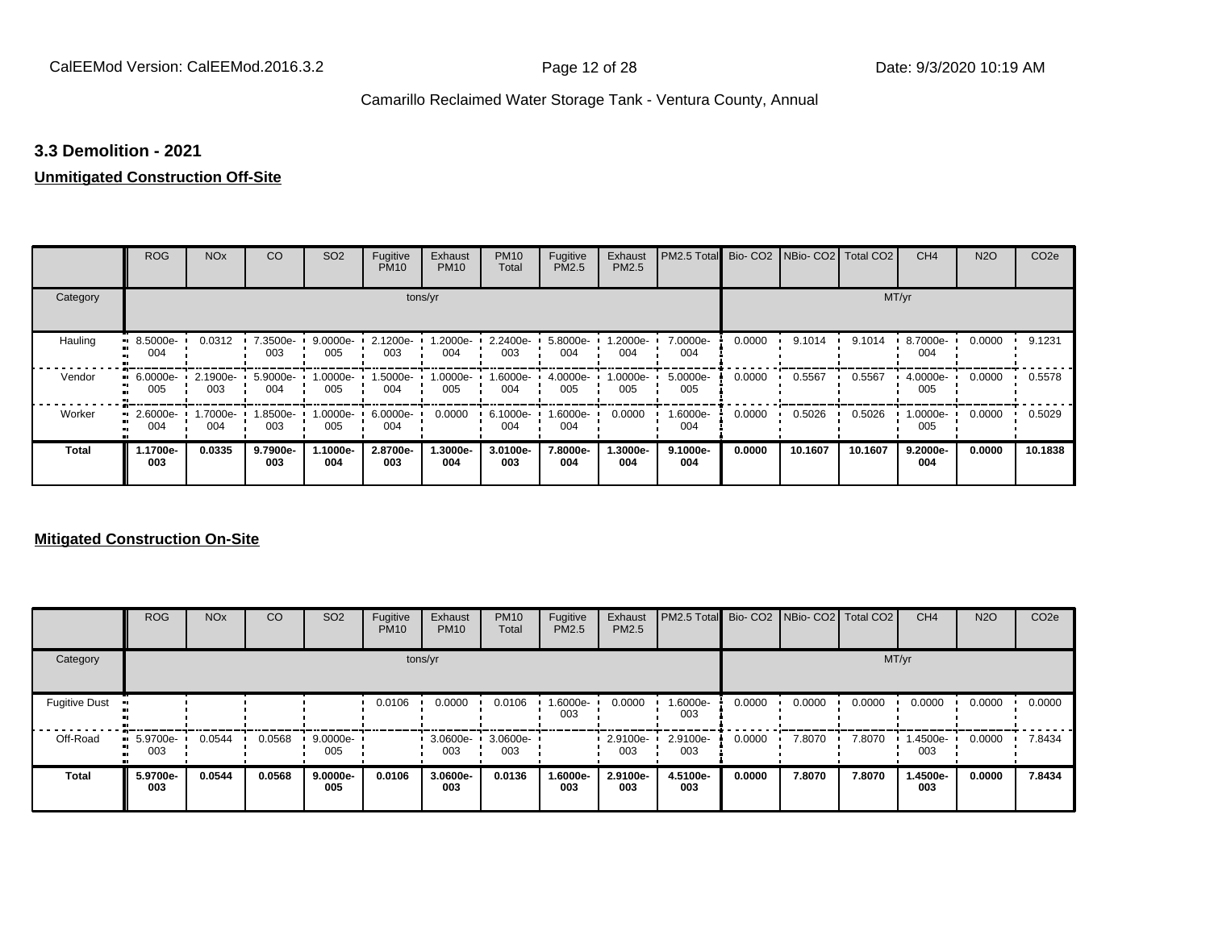### 3.3 Demolition - 2021

**Unmitigated Construction Off-Site**

| | ROG | NOx | CO | SO2 | Fugitive PM10 | Exhaust PM10 | PM10 Total | Fugitive PM2.5 | Exhaust PM2.5 | PM2.5 Total | Bio- CO2 | NBio- CO2 | Total CO2 | CH4 | N2O | CO2e |
|---|---|---|---|---|---|---|---|---|---|---|---|---|---|---|---|---|
| Category | tons/yr | | | | | | | | | | MT/yr | | | | | |
| Hauling | 8.5000e-004 | 0.0312 | 7.3500e-003 | 9.0000e-005 | 2.1200e-003 | 1.2000e-004 | 2.2400e-003 | 5.8000e-004 | 1.2000e-004 | 7.0000e-004 | 0.0000 | 9.1014 | 9.1014 | 8.7000e-004 | 0.0000 | 9.1231 |
| Vendor | 6.0000e-005 | 2.1900e-003 | 5.9000e-004 | 1.0000e-005 | 1.5000e-004 | 1.0000e-005 | 1.6000e-004 | 4.0000e-005 | 1.0000e-005 | 5.0000e-005 | 0.0000 | 0.5567 | 0.5567 | 4.0000e-005 | 0.0000 | 0.5578 |
| Worker | 2.6000e-004 | 1.7000e-004 | 1.8500e-003 | 1.0000e-005 | 6.0000e-004 | 0.0000 | 6.1000e-004 | 1.6000e-004 | 0.0000 | 1.6000e-004 | 0.0000 | 0.5026 | 0.5026 | 1.0000e-005 | 0.0000 | 0.5029 |
| **Total** | **1.1700e-003** | **0.0335** | **9.7900e-003** | **1.1000e-004** | **2.8700e-003** | **1.3000e-004** | **3.0100e-003** | **7.8000e-004** | **1.3000e-004** | **9.1000e-004** | **0.0000** | **10.1607** | **10.1607** | **9.2000e-004** | **0.0000** | **10.1838** |

**Mitigated Construction On-Site**

| | ROG | NOx | CO | SO2 | Fugitive PM10 | Exhaust PM10 | PM10 Total | Fugitive PM2.5 | Exhaust PM2.5 | PM2.5 Total | Bio- CO2 | NBio- CO2 | Total CO2 | CH4 | N2O | CO2e |
|---|---|---|---|---|---|---|---|---|---|---|---|---|---|---|---|---|
| Category | tons/yr | | | | | | | | | | MT/yr | | | | | |
| Fugitive Dust | | | | | 0.0106 | 0.0000 | 0.0106 | 1.6000e-003 | 0.0000 | 1.6000e-003 | 0.0000 | 0.0000 | 0.0000 | 0.0000 | 0.0000 | 0.0000 |
| Off-Road | 5.9700e-003 | 0.0544 | 0.0568 | 9.0000e-005 | | 3.0600e-003 | 3.0600e-003 | | 2.9100e-003 | 2.9100e-003 | 0.0000 | 7.8070 | 7.8070 | 1.4500e-003 | 0.0000 | 7.8434 |
| **Total** | **5.9700e-003** | **0.0544** | **0.0568** | **9.0000e-005** | **0.0106** | **3.0600e-003** | **0.0136** | **1.6000e-003** | **2.9100e-003** | **4.5100e-003** | **0.0000** | **7.8070** | **7.8070** | **1.4500e-003** | **0.0000** | **7.8434** |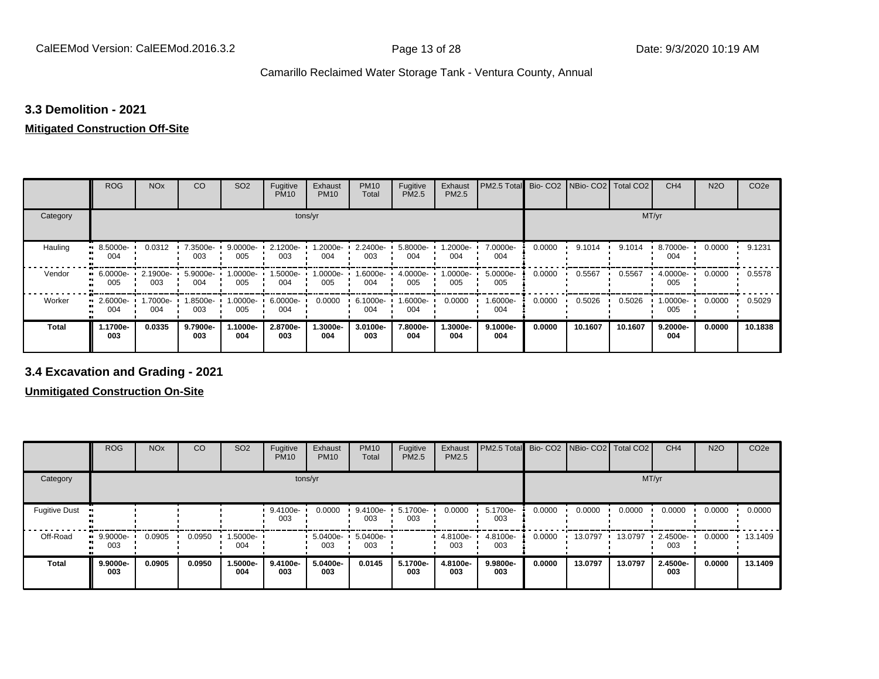### 3.3 Demolition - 2021

**Mitigated Construction Off-Site**

| | ROG | NOx | CO | SO2 | Fugitive PM10 | Exhaust PM10 | PM10 Total | Fugitive PM2.5 | Exhaust PM2.5 | PM2.5 Total | Bio- CO2 | NBio- CO2 | Total CO2 | CH4 | N2O | CO2e |
|---|---|---|---|---|---|---|---|---|---|---|---|---|---|---|---|---|
| Category | tons/yr | | | | | | | | | | MT/yr | | | | | |
| Hauling | 8.5000e-004 | 0.0312 | 7.3500e-003 | 9.0000e-005 | 2.1200e-003 | 1.2000e-004 | 2.2400e-003 | 5.8000e-004 | 1.2000e-004 | 7.0000e-004 | 0.0000 | 9.1014 | 9.1014 | 8.7000e-004 | 0.0000 | 9.1231 |
| Vendor | 6.0000e-005 | 2.1900e-003 | 5.9000e-004 | 1.0000e-005 | 1.5000e-004 | 1.0000e-005 | 1.6000e-004 | 4.0000e-005 | 1.0000e-005 | 5.0000e-005 | 0.0000 | 0.5567 | 0.5567 | 4.0000e-005 | 0.0000 | 0.5578 |
| Worker | 2.6000e-004 | 1.7000e-004 | 1.8500e-003 | 1.0000e-005 | 6.0000e-004 | 0.0000 | 6.1000e-004 | 1.6000e-004 | 0.0000 | 1.6000e-004 | 0.0000 | 0.5026 | 0.5026 | 1.0000e-005 | 0.0000 | 0.5029 |
| **Total** | **1.1700e-003** | **0.0335** | **9.7900e-003** | **1.1000e-004** | **2.8700e-003** | **1.3000e-004** | **3.0100e-003** | **7.8000e-004** | **1.3000e-004** | **9.1000e-004** | **0.0000** | **10.1607** | **10.1607** | **9.2000e-004** | **0.0000** | **10.1838** |

### 3.4 Excavation and Grading - 2021

**Unmitigated Construction On-Site**

| | ROG | NOx | CO | SO2 | Fugitive PM10 | Exhaust PM10 | PM10 Total | Fugitive PM2.5 | Exhaust PM2.5 | PM2.5 Total | Bio- CO2 | NBio- CO2 | Total CO2 | CH4 | N2O | CO2e |
|---|---|---|---|---|---|---|---|---|---|---|---|---|---|---|---|---|
| Category | tons/yr | | | | | | | | | | MT/yr | | | | | |
| Fugitive Dust | | | | | 9.4100e-003 | 0.0000 | 9.4100e-003 | 5.1700e-003 | 0.0000 | 5.1700e-003 | 0.0000 | 0.0000 | 0.0000 | 0.0000 | 0.0000 | 0.0000 |
| Off-Road | 9.9000e-003 | 0.0905 | 0.0950 | 1.5000e-004 | | 5.0400e-003 | 5.0400e-003 | | 4.8100e-003 | 4.8100e-003 | 0.0000 | 13.0797 | 13.0797 | 2.4500e-003 | 0.0000 | 13.1409 |
| **Total** | **9.9000e-003** | **0.0905** | **0.0950** | **1.5000e-004** | **9.4100e-003** | **5.0400e-003** | **0.0145** | **5.1700e-003** | **4.8100e-003** | **9.9800e-003** | **0.0000** | **13.0797** | **13.0797** | **2.4500e-003** | **0.0000** | **13.1409** |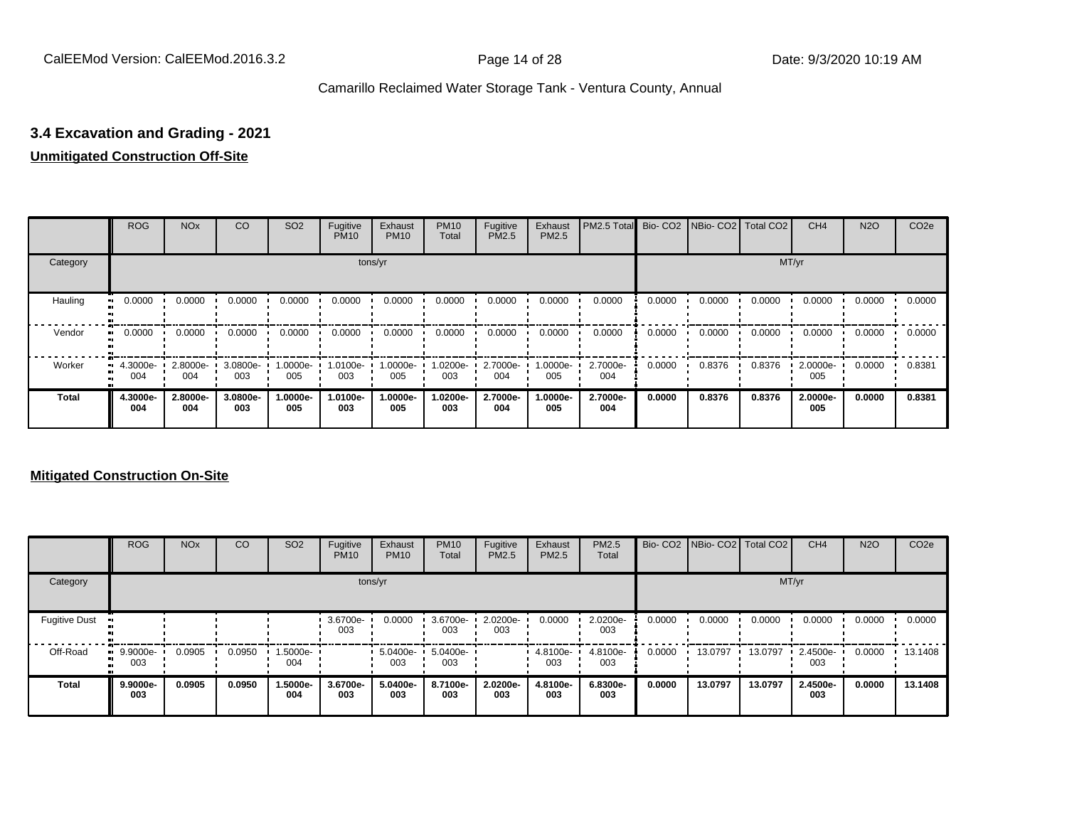### 3.4 Excavation and Grading - 2021

**Unmitigated Construction Off-Site**

| | ROG | NOx | CO | SO2 | Fugitive PM10 | Exhaust PM10 | PM10 Total | Fugitive PM2.5 | Exhaust PM2.5 | PM2.5 Total | Bio- CO2 | NBio- CO2 | Total CO2 | CH4 | N2O | CO2e |
|---|---|---|---|---|---|---|---|---|---|---|---|---|---|---|---|---|
| Category | tons/yr | | | | | | | | | | MT/yr | | | | | |
| Hauling | 0.0000 | 0.0000 | 0.0000 | 0.0000 | 0.0000 | 0.0000 | 0.0000 | 0.0000 | 0.0000 | 0.0000 | 0.0000 | 0.0000 | 0.0000 | 0.0000 | 0.0000 | 0.0000 |
| Vendor | 0.0000 | 0.0000 | 0.0000 | 0.0000 | 0.0000 | 0.0000 | 0.0000 | 0.0000 | 0.0000 | 0.0000 | 0.0000 | 0.0000 | 0.0000 | 0.0000 | 0.0000 | 0.0000 |
| Worker | 4.3000e-004 | 2.8000e-004 | 3.0800e-003 | 1.0000e-005 | 1.0100e-003 | 1.0000e-005 | 1.0200e-003 | 2.7000e-004 | 1.0000e-005 | 2.7000e-004 | 0.0000 | 0.8376 | 0.8376 | 2.0000e-005 | 0.0000 | 0.8381 |
| **Total** | **4.3000e-004** | **2.8000e-004** | **3.0800e-003** | **1.0000e-005** | **1.0100e-003** | **1.0000e-005** | **1.0200e-003** | **2.7000e-004** | **1.0000e-005** | **2.7000e-004** | **0.0000** | **0.8376** | **0.8376** | **2.0000e-005** | **0.0000** | **0.8381** |

**Mitigated Construction On-Site**

| | ROG | NOx | CO | SO2 | Fugitive PM10 | Exhaust PM10 | PM10 Total | Fugitive PM2.5 | Exhaust PM2.5 | PM2.5 Total | Bio- CO2 | NBio- CO2 | Total CO2 | CH4 | N2O | CO2e |
|---|---|---|---|---|---|---|---|---|---|---|---|---|---|---|---|---|
| Category | tons/yr | | | | | | | | | | MT/yr | | | | | |
| Fugitive Dust | | | | | 3.6700e-003 | 0.0000 | 3.6700e-003 | 2.0200e-003 | 0.0000 | 2.0200e-003 | 0.0000 | 0.0000 | 0.0000 | 0.0000 | 0.0000 | 0.0000 |
| Off-Road | 9.9000e-003 | 0.0905 | 0.0950 | 1.5000e-004 | | 5.0400e-003 | 5.0400e-003 | | 4.8100e-003 | 4.8100e-003 | 0.0000 | 13.0797 | 13.0797 | 2.4500e-003 | 0.0000 | 13.1408 |
| **Total** | **9.9000e-003** | **0.0905** | **0.0950** | **1.5000e-004** | **3.6700e-003** | **5.0400e-003** | **8.7100e-003** | **2.0200e-003** | **4.8100e-003** | **6.8300e-003** | **0.0000** | **13.0797** | **13.0797** | **2.4500e-003** | **0.0000** | **13.1408** |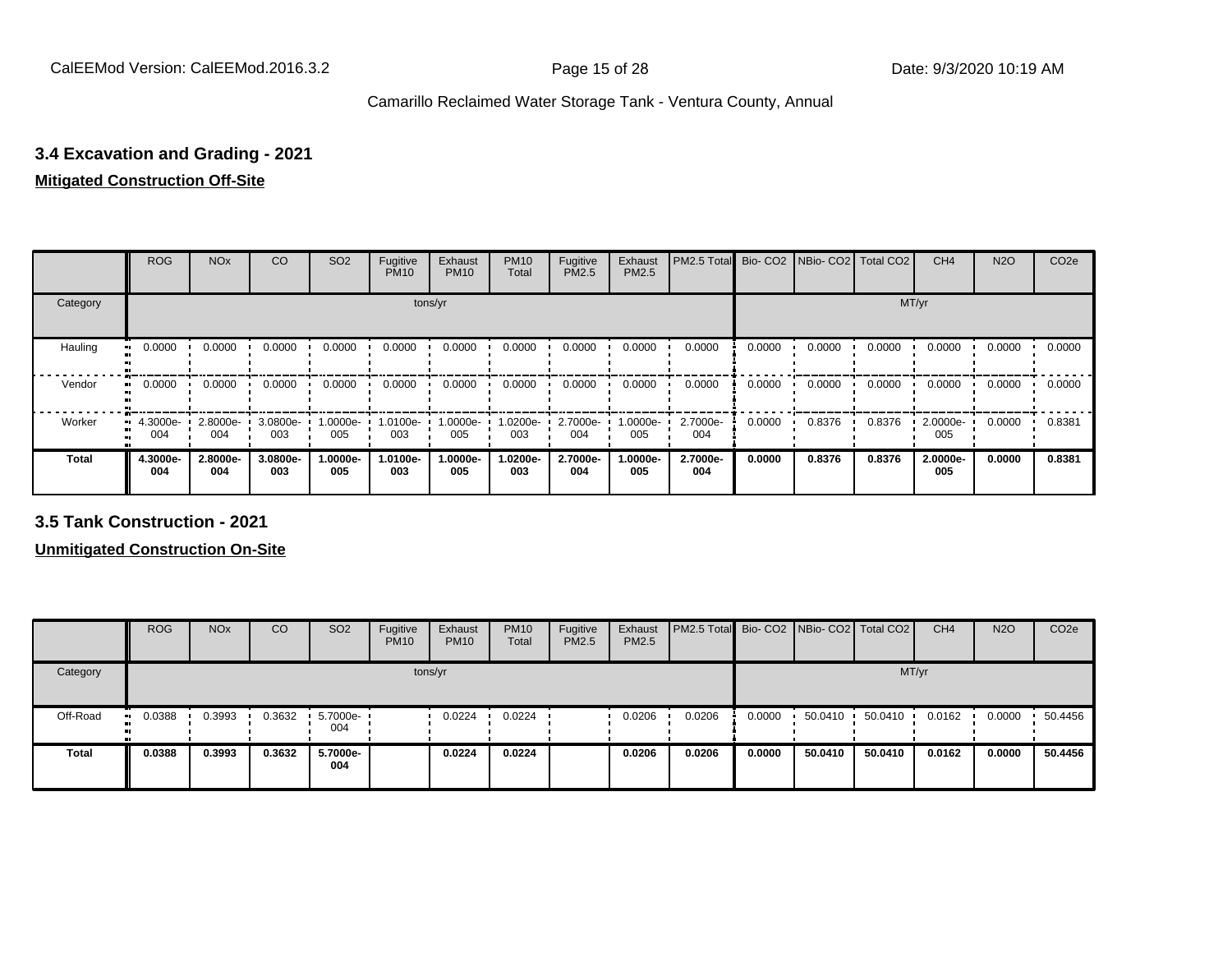### 3.4 Excavation and Grading - 2021

**Mitigated Construction Off-Site**

| | ROG | NOx | CO | SO2 | Fugitive PM10 | Exhaust PM10 | PM10 Total | Fugitive PM2.5 | Exhaust PM2.5 | PM2.5 Total | Bio- CO2 | NBio- CO2 | Total CO2 | CH4 | N2O | CO2e |
|---|---|---|---|---|---|---|---|---|---|---|---|---|---|---|---|---|
| Category | tons/yr | | | | | | | | | | MT/yr | | | | | |
| Hauling | 0.0000 | 0.0000 | 0.0000 | 0.0000 | 0.0000 | 0.0000 | 0.0000 | 0.0000 | 0.0000 | 0.0000 | 0.0000 | 0.0000 | 0.0000 | 0.0000 | 0.0000 | 0.0000 |
| Vendor | 0.0000 | 0.0000 | 0.0000 | 0.0000 | 0.0000 | 0.0000 | 0.0000 | 0.0000 | 0.0000 | 0.0000 | 0.0000 | 0.0000 | 0.0000 | 0.0000 | 0.0000 | 0.0000 |
| Worker | 4.3000e-004 | 2.8000e-004 | 3.0800e-003 | 1.0000e-005 | 1.0100e-003 | 1.0000e-005 | 1.0200e-003 | 2.7000e-004 | 1.0000e-005 | 2.7000e-004 | 0.0000 | 0.8376 | 0.8376 | 2.0000e-005 | 0.0000 | 0.8381 |
| **Total** | **4.3000e-004** | **2.8000e-004** | **3.0800e-003** | **1.0000e-005** | **1.0100e-003** | **1.0000e-005** | **1.0200e-003** | **2.7000e-004** | **1.0000e-005** | **2.7000e-004** | **0.0000** | **0.8376** | **0.8376** | **2.0000e-005** | **0.0000** | **0.8381** |

### 3.5 Tank Construction - 2021

**Unmitigated Construction On-Site**

| | ROG | NOx | CO | SO2 | Fugitive PM10 | Exhaust PM10 | PM10 Total | Fugitive PM2.5 | Exhaust PM2.5 | PM2.5 Total | Bio- CO2 | NBio- CO2 | Total CO2 | CH4 | N2O | CO2e |
|---|---|---|---|---|---|---|---|---|---|---|---|---|---|---|---|---|
| Category | tons/yr | | | | | | | | | | MT/yr | | | | | |
| Off-Road | 0.0388 | 0.3993 | 0.3632 | 5.7000e-004 | | 0.0224 | 0.0224 | | 0.0206 | 0.0206 | 0.0000 | 50.0410 | 50.0410 | 0.0162 | 0.0000 | 50.4456 |
| **Total** | **0.0388** | **0.3993** | **0.3632** | **5.7000e-004** | | **0.0224** | **0.0224** | | **0.0206** | **0.0206** | **0.0000** | **50.0410** | **50.0410** | **0.0162** | **0.0000** | **50.4456** |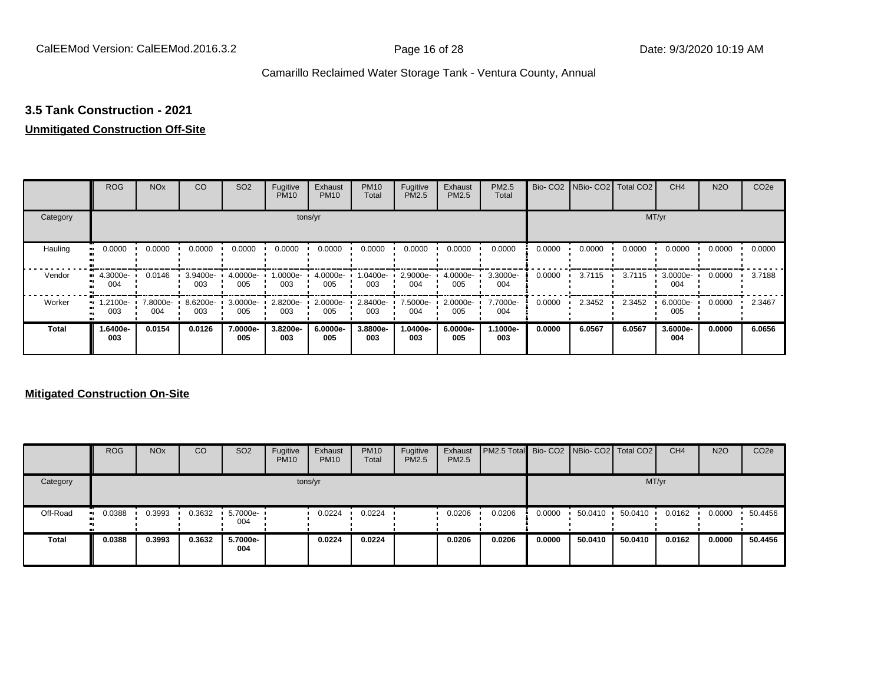## 3.5 Tank Construction - 2021

**Unmitigated Construction Off-Site**

| | ROG | NOx | CO | SO2 | Fugitive PM10 | Exhaust PM10 | PM10 Total | Fugitive PM2.5 | Exhaust PM2.5 | PM2.5 Total | Bio- CO2 | NBio- CO2 | Total CO2 | CH4 | N2O | CO2e |
|---|---|---|---|---|---|---|---|---|---|---|---|---|---|---|---|---|
| Category | tons/yr | | | | | | | | | | MT/yr | | | | | |
| Hauling | 0.0000 | 0.0000 | 0.0000 | 0.0000 | 0.0000 | 0.0000 | 0.0000 | 0.0000 | 0.0000 | 0.0000 | 0.0000 | 0.0000 | 0.0000 | 0.0000 | 0.0000 | 0.0000 |
| Vendor | 4.3000e-004 | 0.0146 | 3.9400e-003 | 4.0000e-005 | 1.0000e-003 | 4.0000e-005 | 1.0400e-003 | 2.9000e-004 | 4.0000e-005 | 3.3000e-004 | 0.0000 | 3.7115 | 3.7115 | 3.0000e-004 | 0.0000 | 3.7188 |
| Worker | 1.2100e-003 | 7.8000e-004 | 8.6200e-003 | 3.0000e-005 | 2.8200e-003 | 2.0000e-005 | 2.8400e-003 | 7.5000e-004 | 2.0000e-005 | 7.7000e-004 | 0.0000 | 2.3452 | 2.3452 | 6.0000e-005 | 0.0000 | 2.3467 |
| **Total** | **1.6400e-003** | **0.0154** | **0.0126** | **7.0000e-005** | **3.8200e-003** | **6.0000e-005** | **3.8800e-003** | **1.0400e-003** | **6.0000e-005** | **1.1000e-003** | **0.0000** | **6.0567** | **6.0567** | **3.6000e-004** | **0.0000** | **6.0656** |

**Mitigated Construction On-Site**

| | ROG | NOx | CO | SO2 | Fugitive PM10 | Exhaust PM10 | PM10 Total | Fugitive PM2.5 | Exhaust PM2.5 | PM2.5 Total | Bio- CO2 | NBio- CO2 | Total CO2 | CH4 | N2O | CO2e |
|---|---|---|---|---|---|---|---|---|---|---|---|---|---|---|---|---|
| Category | tons/yr | | | | | | | | | | MT/yr | | | | | |
| Off-Road | 0.0388 | 0.3993 | 0.3632 | 5.7000e-004 | | 0.0224 | 0.0224 | | 0.0206 | 0.0206 | 0.0000 | 50.0410 | 50.0410 | 0.0162 | 0.0000 | 50.4456 |
| **Total** | **0.0388** | **0.3993** | **0.3632** | **5.7000e-004** | | **0.0224** | **0.0224** | | **0.0206** | **0.0206** | **0.0000** | **50.0410** | **50.0410** | **0.0162** | **0.0000** | **50.4456** |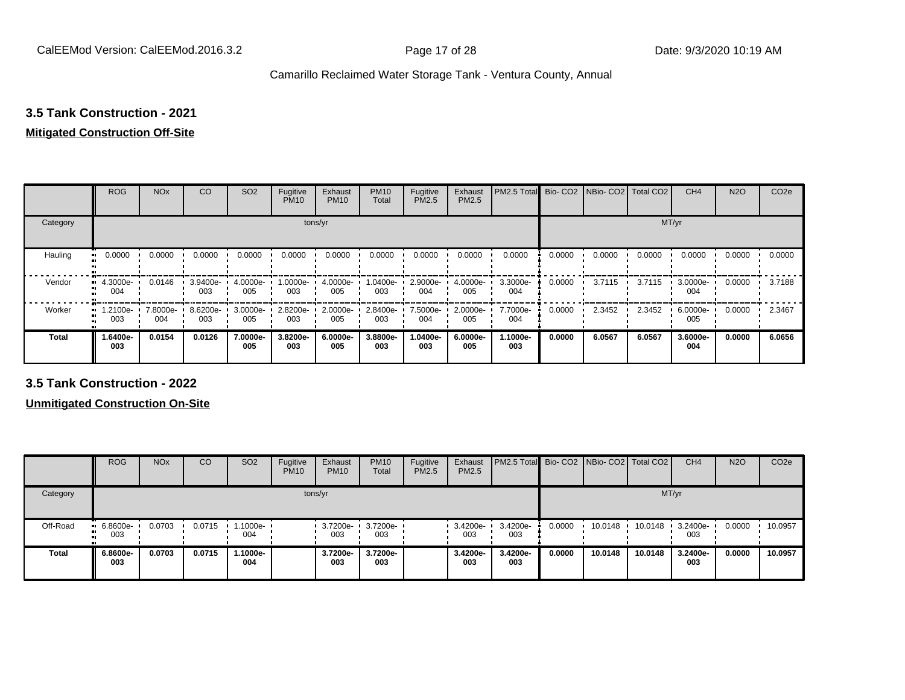## 3.5 Tank Construction - 2021

**Mitigated Construction Off-Site**

| | ROG | NOx | CO | SO2 | Fugitive PM10 | Exhaust PM10 | PM10 Total | Fugitive PM2.5 | Exhaust PM2.5 | PM2.5 Total | Bio- CO2 | NBio- CO2 | Total CO2 | CH4 | N2O | CO2e |
|---|---|---|---|---|---|---|---|---|---|---|---|---|---|---|---|---|
| Category | tons/yr | | | | | | | | | | MT/yr | | | | | |
| Hauling | 0.0000 | 0.0000 | 0.0000 | 0.0000 | 0.0000 | 0.0000 | 0.0000 | 0.0000 | 0.0000 | 0.0000 | 0.0000 | 0.0000 | 0.0000 | 0.0000 | 0.0000 | 0.0000 |
| Vendor | 4.3000e-004 | 0.0146 | 3.9400e-003 | 4.0000e-005 | 1.0000e-003 | 4.0000e-005 | 1.0400e-003 | 2.9000e-004 | 4.0000e-005 | 3.3000e-004 | 0.0000 | 3.7115 | 3.7115 | 3.0000e-004 | 0.0000 | 3.7188 |
| Worker | 1.2100e-003 | 7.8000e-004 | 8.6200e-003 | 3.0000e-005 | 2.8200e-003 | 2.0000e-005 | 2.8400e-003 | 7.5000e-004 | 2.0000e-005 | 7.7000e-004 | 0.0000 | 2.3452 | 2.3452 | 6.0000e-005 | 0.0000 | 2.3467 |
| **Total** | **1.6400e-003** | **0.0154** | **0.0126** | **7.0000e-005** | **3.8200e-003** | **6.0000e-005** | **3.8800e-003** | **1.0400e-003** | **6.0000e-005** | **1.1000e-003** | **0.0000** | **6.0567** | **6.0567** | **3.6000e-004** | **0.0000** | **6.0656** |

## 3.5 Tank Construction - 2022

**Unmitigated Construction On-Site**

| | ROG | NOx | CO | SO2 | Fugitive PM10 | Exhaust PM10 | PM10 Total | Fugitive PM2.5 | Exhaust PM2.5 | PM2.5 Total | Bio- CO2 | NBio- CO2 | Total CO2 | CH4 | N2O | CO2e |
|---|---|---|---|---|---|---|---|---|---|---|---|---|---|---|---|---|
| Category | tons/yr | | | | | | | | | | MT/yr | | | | | |
| Off-Road | 6.8600e-003 | 0.0703 | 0.0715 | 1.1000e-004 | | 3.7200e-003 | 3.7200e-003 | | 3.4200e-003 | 3.4200e-003 | 0.0000 | 10.0148 | 10.0148 | 3.2400e-003 | 0.0000 | 10.0957 |
| **Total** | **6.8600e-003** | **0.0703** | **0.0715** | **1.1000e-004** | | **3.7200e-003** | **3.7200e-003** | | **3.4200e-003** | **3.4200e-003** | **0.0000** | **10.0148** | **10.0148** | **3.2400e-003** | **0.0000** | **10.0957** |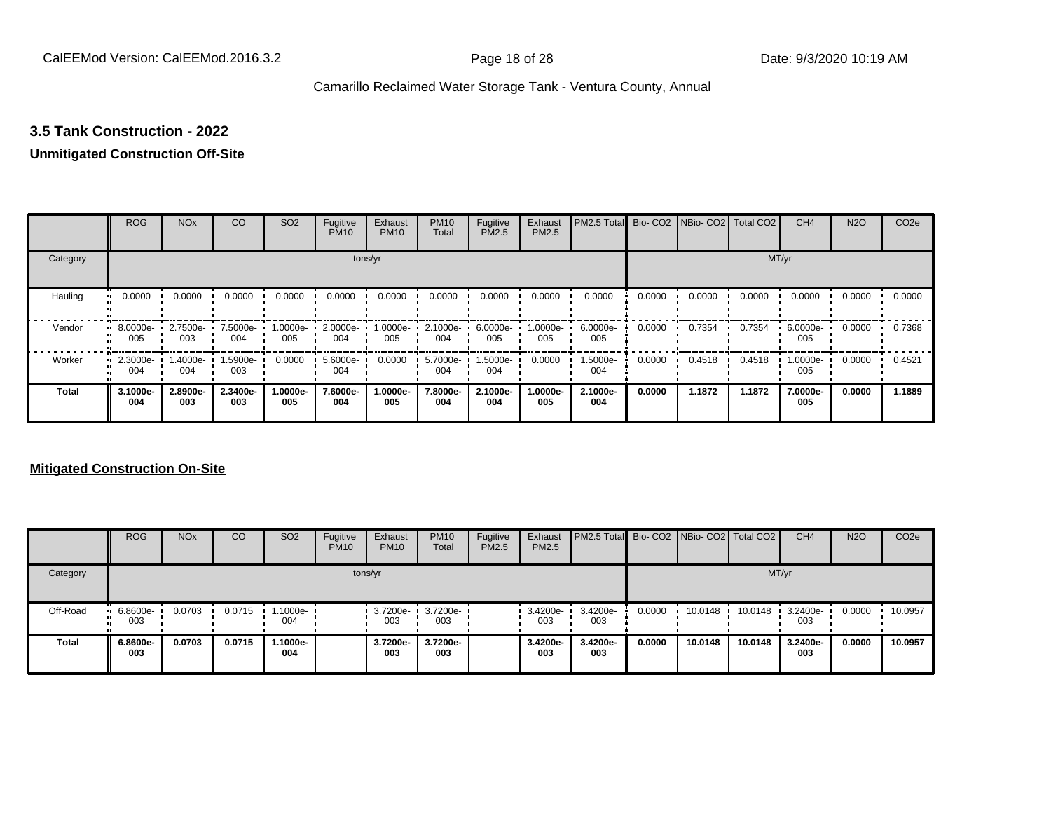### 3.5 Tank Construction - 2022

**Unmitigated Construction Off-Site**

| | ROG | NOx | CO | SO2 | Fugitive PM10 | Exhaust PM10 | PM10 Total | Fugitive PM2.5 | Exhaust PM2.5 | PM2.5 Total | Bio- CO2 | NBio- CO2 | Total CO2 | CH4 | N2O | CO2e |
|---|---|---|---|---|---|---|---|---|---|---|---|---|---|---|---|---|
| Category | tons/yr | | | | | | | | | | MT/yr | | | | | |
| Hauling | 0.0000 | 0.0000 | 0.0000 | 0.0000 | 0.0000 | 0.0000 | 0.0000 | 0.0000 | 0.0000 | 0.0000 | 0.0000 | 0.0000 | 0.0000 | 0.0000 | 0.0000 | 0.0000 |
| Vendor | 8.0000e-005 | 2.7500e-003 | 7.5000e-004 | 1.0000e-005 | 2.0000e-004 | 1.0000e-005 | 2.1000e-004 | 6.0000e-005 | 1.0000e-005 | 6.0000e-005 | 0.0000 | 0.7354 | 0.7354 | 6.0000e-005 | 0.0000 | 0.7368 |
| Worker | 2.3000e-004 | 1.4000e-004 | 1.5900e-003 | 0.0000 | 5.6000e-004 | 0.0000 | 5.7000e-004 | 1.5000e-004 | 0.0000 | 1.5000e-004 | 0.0000 | 0.4518 | 0.4518 | 1.0000e-005 | 0.0000 | 0.4521 |
| **Total** | **3.1000e-004** | **2.8900e-003** | **2.3400e-003** | **1.0000e-005** | **7.6000e-004** | **1.0000e-005** | **7.8000e-004** | **2.1000e-004** | **1.0000e-005** | **2.1000e-004** | **0.0000** | **1.1872** | **1.1872** | **7.0000e-005** | **0.0000** | **1.1889** |

**Mitigated Construction On-Site**

| | ROG | NOx | CO | SO2 | Fugitive PM10 | Exhaust PM10 | PM10 Total | Fugitive PM2.5 | Exhaust PM2.5 | PM2.5 Total | Bio- CO2 | NBio- CO2 | Total CO2 | CH4 | N2O | CO2e |
|---|---|---|---|---|---|---|---|---|---|---|---|---|---|---|---|---|
| Category | tons/yr | | | | | | | | | | MT/yr | | | | | |
| Off-Road | 6.8600e-003 | 0.0703 | 0.0715 | 1.1000e-004 | | 3.7200e-003 | 3.7200e-003 | | 3.4200e-003 | 3.4200e-003 | 0.0000 | 10.0148 | 10.0148 | 3.2400e-003 | 0.0000 | 10.0957 |
| **Total** | **6.8600e-003** | **0.0703** | **0.0715** | **1.1000e-004** | | **3.7200e-003** | **3.7200e-003** | | **3.4200e-003** | **3.4200e-003** | **0.0000** | **10.0148** | **10.0148** | **3.2400e-003** | **0.0000** | **10.0957** |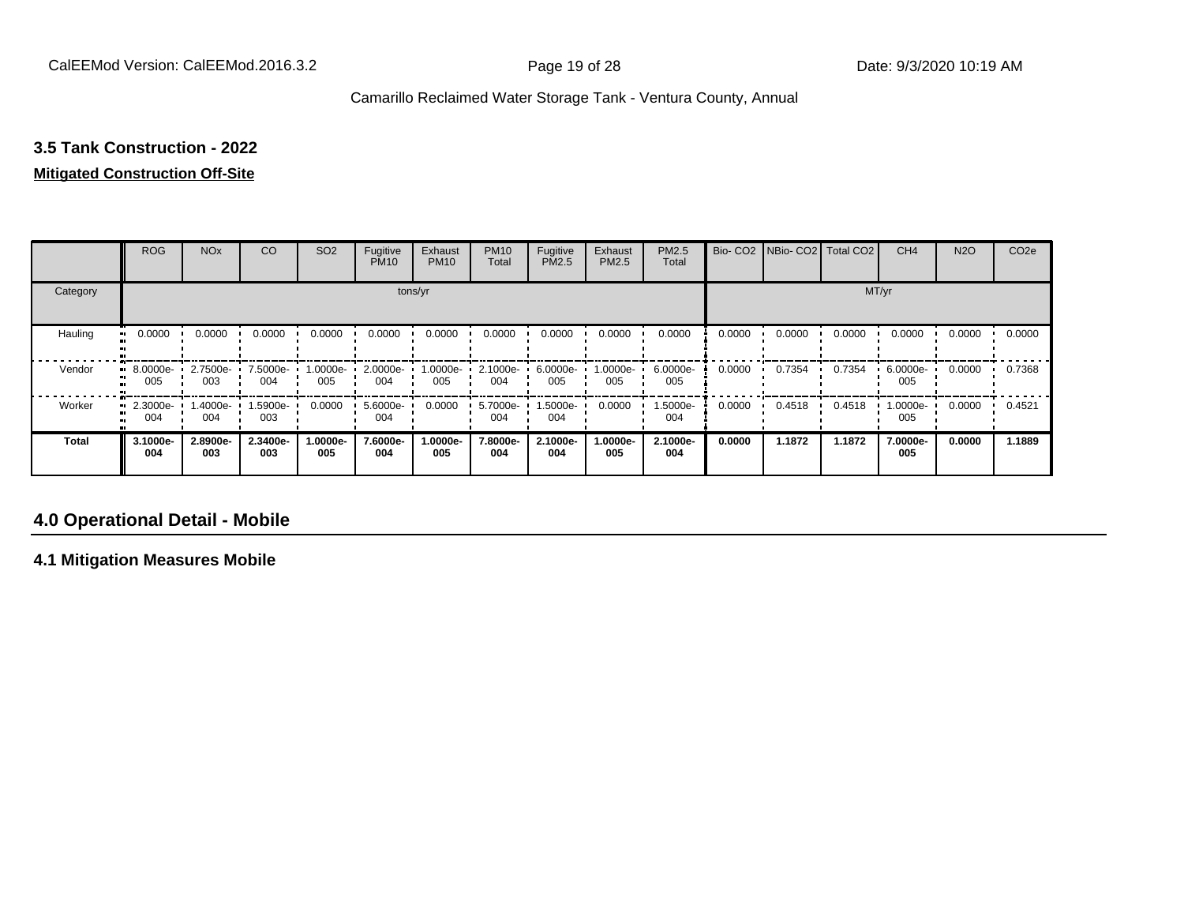### 3.5 Tank Construction - 2022

**Mitigated Construction Off-Site**

| | ROG | NOx | CO | SO2 | Fugitive PM10 | Exhaust PM10 | PM10 Total | Fugitive PM2.5 | Exhaust PM2.5 | PM2.5 Total | Bio- CO2 | NBio- CO2 | Total CO2 | CH4 | N2O | CO2e |
|---|---|---|---|---|---|---|---|---|---|---|---|---|---|---|---|---|
| Category | tons/yr | | | | | | | | | | MT/yr | | | | | |
| Hauling | 0.0000 | 0.0000 | 0.0000 | 0.0000 | 0.0000 | 0.0000 | 0.0000 | 0.0000 | 0.0000 | 0.0000 | 0.0000 | 0.0000 | 0.0000 | 0.0000 | 0.0000 | 0.0000 |
| Vendor | 8.0000e-005 | 2.7500e-003 | 7.5000e-004 | 1.0000e-005 | 2.0000e-004 | 1.0000e-005 | 2.1000e-004 | 6.0000e-005 | 1.0000e-005 | 6.0000e-005 | 0.0000 | 0.7354 | 0.7354 | 6.0000e-005 | 0.0000 | 0.7368 |
| Worker | 2.3000e-004 | 1.4000e-004 | 1.5900e-003 | 0.0000 | 5.6000e-004 | 0.0000 | 5.7000e-004 | 1.5000e-004 | 0.0000 | 1.5000e-004 | 0.0000 | 0.4518 | 0.4518 | 1.0000e-005 | 0.0000 | 0.4521 |
| **Total** | **3.1000e-004** | **2.8900e-003** | **2.3400e-003** | **1.0000e-005** | **7.6000e-004** | **1.0000e-005** | **7.8000e-004** | **2.1000e-004** | **1.0000e-005** | **2.1000e-004** | **0.0000** | **1.1872** | **1.1872** | **7.0000e-005** | **0.0000** | **1.1889** |

## 4.0 Operational Detail - Mobile

### 4.1 Mitigation Measures Mobile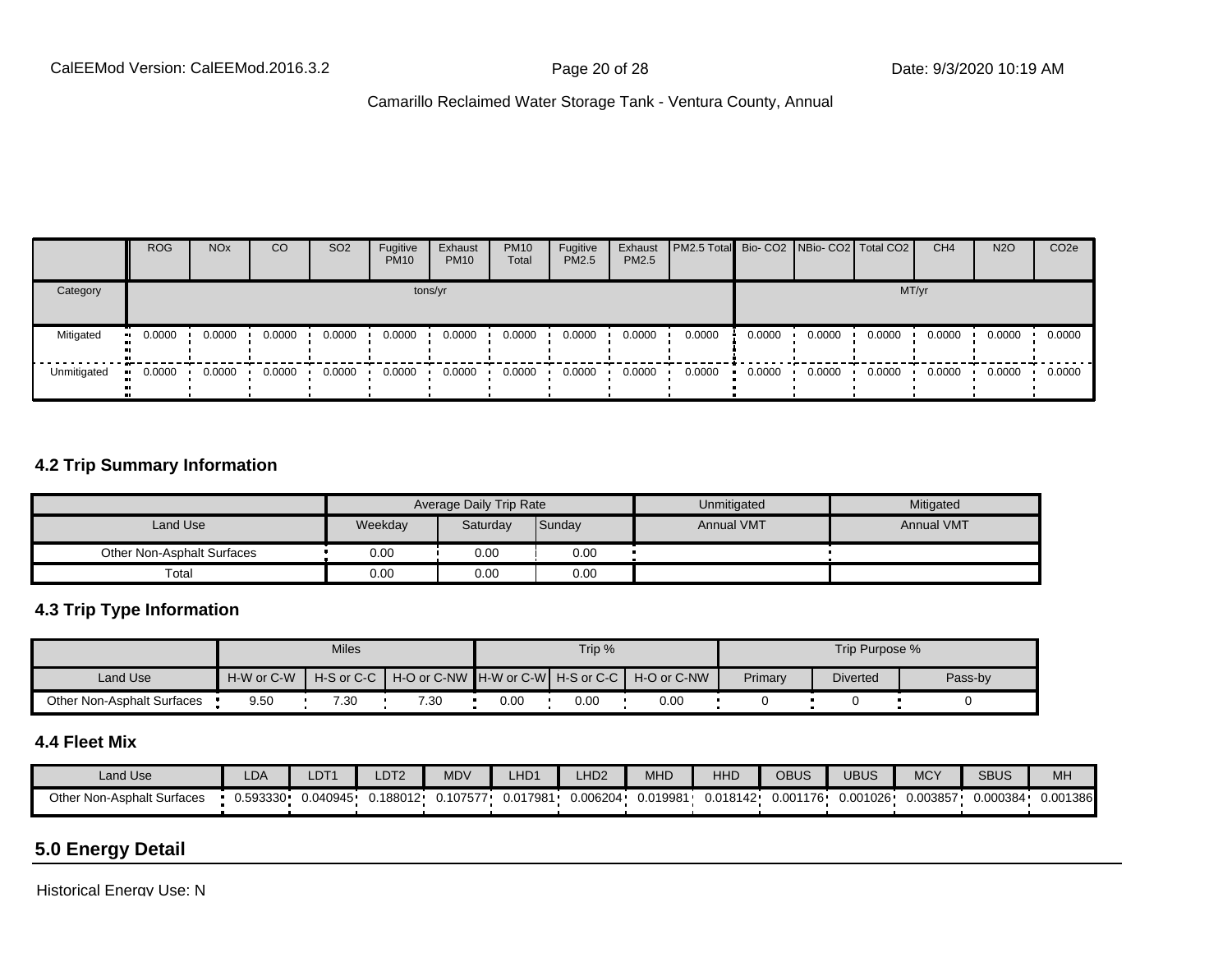| | ROG | NOx | CO | SO2 | Fugitive PM10 | Exhaust PM10 | PM10 Total | Fugitive PM2.5 | Exhaust PM2.5 | PM2.5 Total | Bio- CO2 | NBio- CO2 | Total CO2 | CH4 | N2O | CO2e |
|---|---|---|---|---|---|---|---|---|---|---|---|---|---|---|---|---|
| Category | tons/yr | | | | | | | | | | MT/yr | | | | | |
| Mitigated | 0.0000 | 0.0000 | 0.0000 | 0.0000 | 0.0000 | 0.0000 | 0.0000 | 0.0000 | 0.0000 | 0.0000 | 0.0000 | 0.0000 | 0.0000 | 0.0000 | 0.0000 | 0.0000 |
| Unmitigated | 0.0000 | 0.0000 | 0.0000 | 0.0000 | 0.0000 | 0.0000 | 0.0000 | 0.0000 | 0.0000 | 0.0000 | 0.0000 | 0.0000 | 0.0000 | 0.0000 | 0.0000 | 0.0000 |

### 4.2 Trip Summary Information

| | Average Daily Trip Rate | | | Unmitigated | Mitigated |
|---|---|---|---|---|---|
| Land Use | Weekday | Saturday | Sunday | Annual VMT | Annual VMT |
| Other Non-Asphalt Surfaces | 0.00 | 0.00 | 0.00 | | |
| Total | 0.00 | 0.00 | 0.00 | | |

### 4.3 Trip Type Information

| | Miles | | | Trip % | | | Trip Purpose % | | |
|---|---|---|---|---|---|---|---|---|---|
| Land Use | H-W or C-W | H-S or C-C | H-O or C-NW | H-W or C-W | H-S or C-C | H-O or C-NW | Primary | Diverted | Pass-by |
| Other Non-Asphalt Surfaces | 9.50 | 7.30 | 7.30 | 0.00 | 0.00 | 0.00 | 0 | 0 | 0 |

### 4.4 Fleet Mix

| Land Use | LDA | LDT1 | LDT2 | MDV | LHD1 | LHD2 | MHD | HHD | OBUS | UBUS | MCY | SBUS | MH |
|---|---|---|---|---|---|---|---|---|---|---|---|---|---|
| Other Non-Asphalt Surfaces | 0.593330 | 0.040945 | 0.188012 | 0.107577 | 0.017981 | 0.006204 | 0.019981 | 0.018142 | 0.001176 | 0.001026 | 0.003857 | 0.000384 | 0.001386 |

## 5.0 Energy Detail

Historical Energy Use: N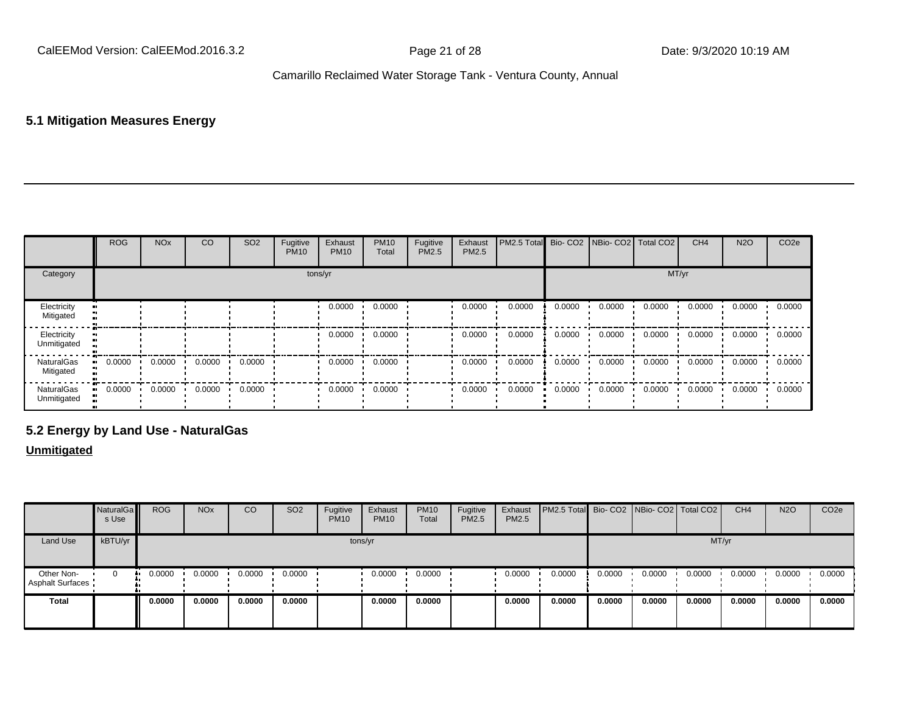## 5.1 Mitigation Measures Energy

| | ROG | NOx | CO | SO2 | Fugitive PM10 | Exhaust PM10 | PM10 Total | Fugitive PM2.5 | Exhaust PM2.5 | PM2.5 Total | Bio- CO2 | NBio- CO2 | Total CO2 | CH4 | N2O | CO2e |
|---|---|---|---|---|---|---|---|---|---|---|---|---|---|---|---|---|
| Category | tons/yr | | | | | | | | | | MT/yr | | | | | |
| Electricity Mitigated | | | | | | 0.0000 | 0.0000 | | 0.0000 | 0.0000 | 0.0000 | 0.0000 | 0.0000 | 0.0000 | 0.0000 | 0.0000 |
| Electricity Unmitigated | | | | | | 0.0000 | 0.0000 | | 0.0000 | 0.0000 | 0.0000 | 0.0000 | 0.0000 | 0.0000 | 0.0000 | 0.0000 |
| NaturalGas Mitigated | 0.0000 | 0.0000 | 0.0000 | 0.0000 | | 0.0000 | 0.0000 | | 0.0000 | 0.0000 | 0.0000 | 0.0000 | 0.0000 | 0.0000 | 0.0000 | 0.0000 |
| NaturalGas Unmitigated | 0.0000 | 0.0000 | 0.0000 | 0.0000 | | 0.0000 | 0.0000 | | 0.0000 | 0.0000 | 0.0000 | 0.0000 | 0.0000 | 0.0000 | 0.0000 | 0.0000 |

## 5.2 Energy by Land Use - NaturalGas

**Unmitigated**

| | NaturalGas Use | ROG | NOx | CO | SO2 | Fugitive PM10 | Exhaust PM10 | PM10 Total | Fugitive PM2.5 | Exhaust PM2.5 | PM2.5 Total | Bio- CO2 | NBio- CO2 | Total CO2 | CH4 | N2O | CO2e |
|---|---|---|---|---|---|---|---|---|---|---|---|---|---|---|---|---|---|
| Land Use | kBTU/yr | tons/yr | | | | | | | | | | MT/yr | | | | | |
| Other Non-Asphalt Surfaces | 0 | 0.0000 | 0.0000 | 0.0000 | 0.0000 | | 0.0000 | 0.0000 | | 0.0000 | 0.0000 | 0.0000 | 0.0000 | 0.0000 | 0.0000 | 0.0000 | 0.0000 |
| **Total** | | **0.0000** | **0.0000** | **0.0000** | **0.0000** | | **0.0000** | **0.0000** | | **0.0000** | **0.0000** | **0.0000** | **0.0000** | **0.0000** | **0.0000** | **0.0000** | **0.0000** |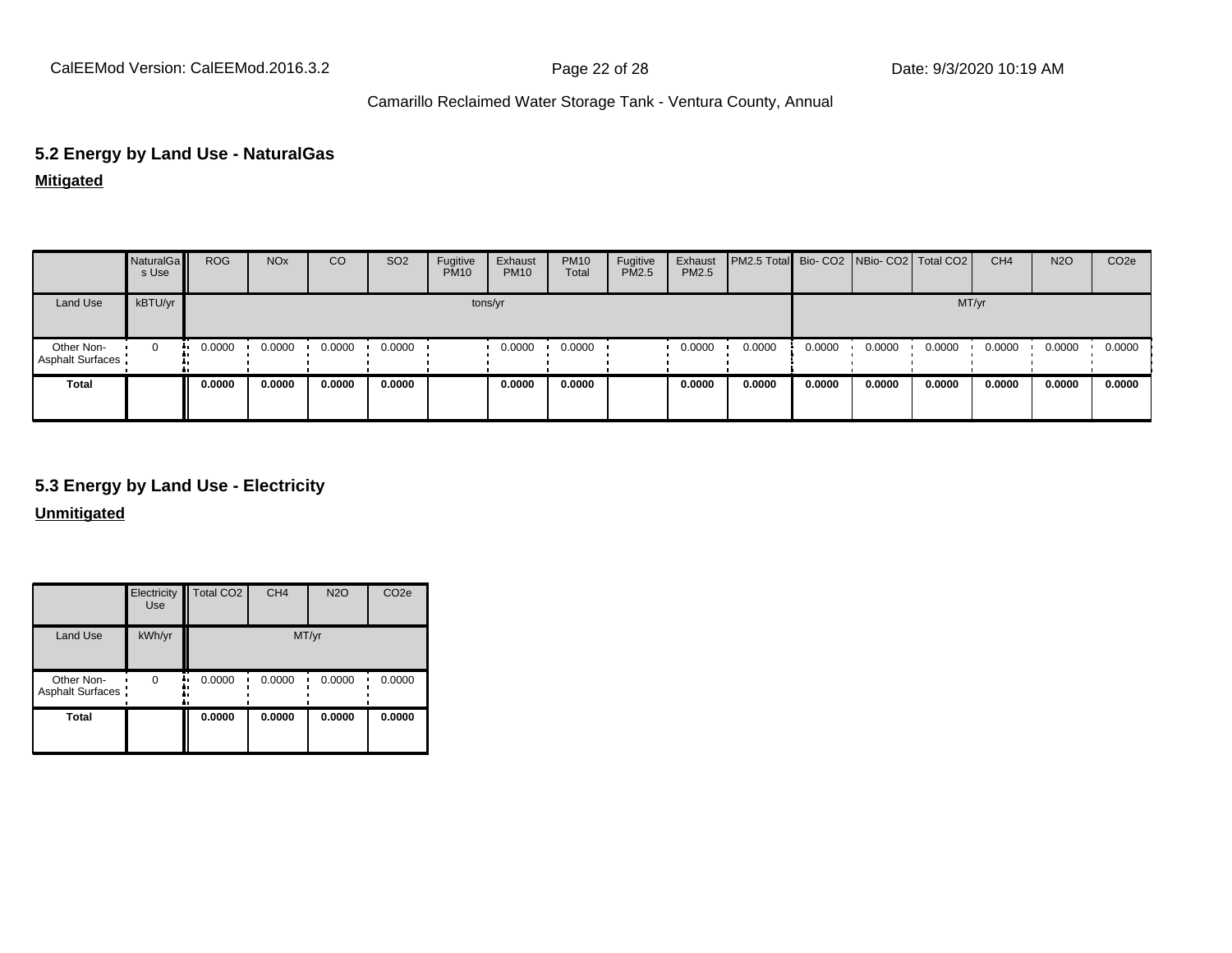## 5.2 Energy by Land Use - NaturalGas

**Mitigated**

| | NaturalGas Use | ROG | NOx | CO | SO2 | Fugitive PM10 | Exhaust PM10 | PM10 Total | Fugitive PM2.5 | Exhaust PM2.5 | PM2.5 Total | Bio- CO2 | NBio- CO2 | Total CO2 | CH4 | N2O | CO2e |
|---|---|---|---|---|---|---|---|---|---|---|---|---|---|---|---|---|---|
| Land Use | kBTU/yr | tons/yr | | | | | | | | | | MT/yr | | | | | |
| Other Non-Asphalt Surfaces | 0 | 0.0000 | 0.0000 | 0.0000 | 0.0000 | | 0.0000 | 0.0000 | | 0.0000 | 0.0000 | 0.0000 | 0.0000 | 0.0000 | 0.0000 | 0.0000 | 0.0000 |
| **Total** | | **0.0000** | **0.0000** | **0.0000** | **0.0000** | | **0.0000** | **0.0000** | | **0.0000** | **0.0000** | **0.0000** | **0.0000** | **0.0000** | **0.0000** | **0.0000** | **0.0000** |

## 5.3 Energy by Land Use - Electricity

**Unmitigated**

| | Electricity Use | Total CO2 | CH4 | N2O | CO2e |
|---|---|---|---|---|---|
| Land Use | kWh/yr | MT/yr | | | |
| Other Non-Asphalt Surfaces | 0 | 0.0000 | 0.0000 | 0.0000 | 0.0000 |
| **Total** | | **0.0000** | **0.0000** | **0.0000** | **0.0000** |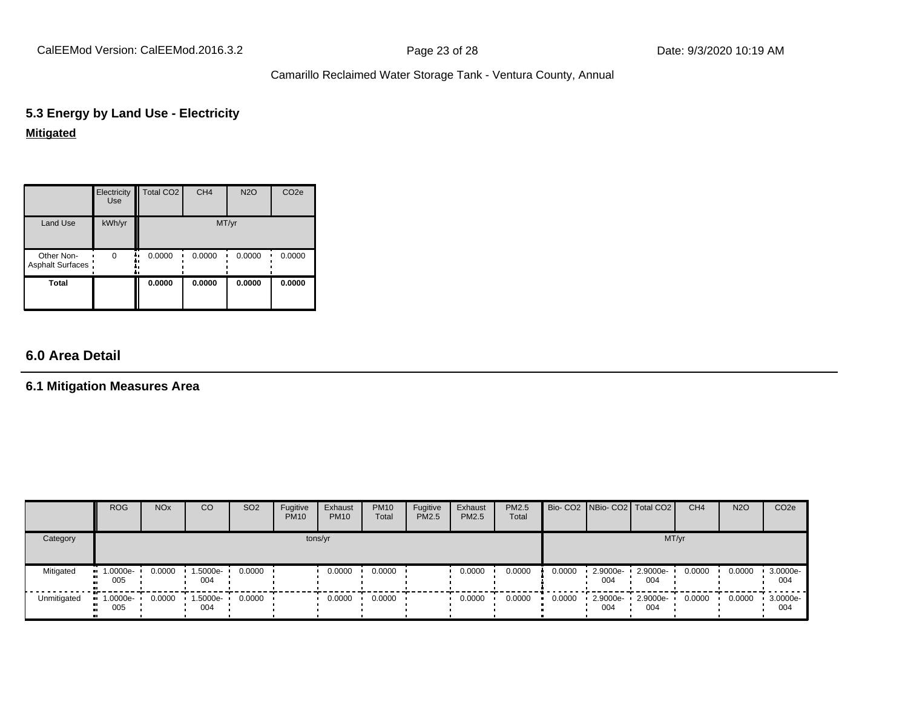## 5.3 Energy by Land Use - Electricity

**Mitigated**

| | Electricity Use | Total CO2 | CH4 | N2O | CO2e |
|---|---|---|---|---|---|
| Land Use | kWh/yr | MT/yr | | | |
| Other Non-Asphalt Surfaces | 0 | 0.0000 | 0.0000 | 0.0000 | 0.0000 |
| **Total** | | **0.0000** | **0.0000** | **0.0000** | **0.0000** |

# 6.0 Area Detail

## 6.1 Mitigation Measures Area

| | ROG | NOx | CO | SO2 | Fugitive PM10 | Exhaust PM10 | PM10 Total | Fugitive PM2.5 | Exhaust PM2.5 | PM2.5 Total | Bio- CO2 | NBio- CO2 | Total CO2 | CH4 | N2O | CO2e |
|---|---|---|---|---|---|---|---|---|---|---|---|---|---|---|---|---|
| Category | tons/yr | | | | | | | | | | MT/yr | | | | | |
| Mitigated | 1.0000e-005 | 0.0000 | 1.5000e-004 | 0.0000 | | 0.0000 | 0.0000 | | 0.0000 | 0.0000 | 0.0000 | 2.9000e-004 | 2.9000e-004 | 0.0000 | 0.0000 | 3.0000e-004 |
| Unmitigated | 1.0000e-005 | 0.0000 | 1.5000e-004 | 0.0000 | | 0.0000 | 0.0000 | | 0.0000 | 0.0000 | 0.0000 | 2.9000e-004 | 2.9000e-004 | 0.0000 | 0.0000 | 3.0000e-004 |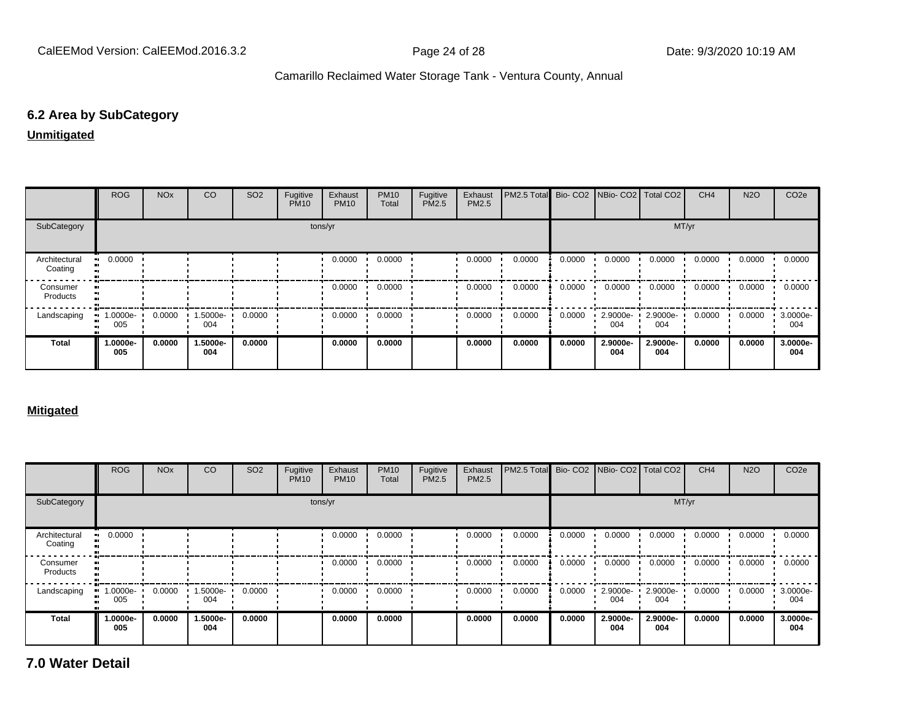## 6.2 Area by SubCategory

**Unmitigated**

| | ROG | NOx | CO | SO2 | Fugitive PM10 | Exhaust PM10 | PM10 Total | Fugitive PM2.5 | Exhaust PM2.5 | PM2.5 Total | Bio- CO2 | NBio- CO2 | Total CO2 | CH4 | N2O | CO2e |
|---|---|---|---|---|---|---|---|---|---|---|---|---|---|---|---|---|
| SubCategory | tons/yr | | | | | | | | | | MT/yr | | | | | |
| Architectural Coating | 0.0000 | | | | | 0.0000 | 0.0000 | | 0.0000 | 0.0000 | 0.0000 | 0.0000 | 0.0000 | 0.0000 | 0.0000 | 0.0000 |
| Consumer Products | | | | | | 0.0000 | 0.0000 | | 0.0000 | 0.0000 | 0.0000 | 0.0000 | 0.0000 | 0.0000 | 0.0000 | 0.0000 |
| Landscaping | 1.0000e-005 | 0.0000 | 1.5000e-004 | 0.0000 | | 0.0000 | 0.0000 | | 0.0000 | 0.0000 | 0.0000 | 2.9000e-004 | 2.9000e-004 | 0.0000 | 0.0000 | 3.0000e-004 |
| **Total** | **1.0000e-005** | **0.0000** | **1.5000e-004** | **0.0000** | | **0.0000** | **0.0000** | | **0.0000** | **0.0000** | **0.0000** | **2.9000e-004** | **2.9000e-004** | **0.0000** | **0.0000** | **3.0000e-004** |

**Mitigated**

| | ROG | NOx | CO | SO2 | Fugitive PM10 | Exhaust PM10 | PM10 Total | Fugitive PM2.5 | Exhaust PM2.5 | PM2.5 Total | Bio- CO2 | NBio- CO2 | Total CO2 | CH4 | N2O | CO2e |
|---|---|---|---|---|---|---|---|---|---|---|---|---|---|---|---|---|
| SubCategory | tons/yr | | | | | | | | | | MT/yr | | | | | |
| Architectural Coating | 0.0000 | | | | | 0.0000 | 0.0000 | | 0.0000 | 0.0000 | 0.0000 | 0.0000 | 0.0000 | 0.0000 | 0.0000 | 0.0000 |
| Consumer Products | | | | | | 0.0000 | 0.0000 | | 0.0000 | 0.0000 | 0.0000 | 0.0000 | 0.0000 | 0.0000 | 0.0000 | 0.0000 |
| Landscaping | 1.0000e-005 | 0.0000 | 1.5000e-004 | 0.0000 | | 0.0000 | 0.0000 | | 0.0000 | 0.0000 | 0.0000 | 2.9000e-004 | 2.9000e-004 | 0.0000 | 0.0000 | 3.0000e-004 |
| **Total** | **1.0000e-005** | **0.0000** | **1.5000e-004** | **0.0000** | | **0.0000** | **0.0000** | | **0.0000** | **0.0000** | **0.0000** | **2.9000e-004** | **2.9000e-004** | **0.0000** | **0.0000** | **3.0000e-004** |

# 7.0 Water Detail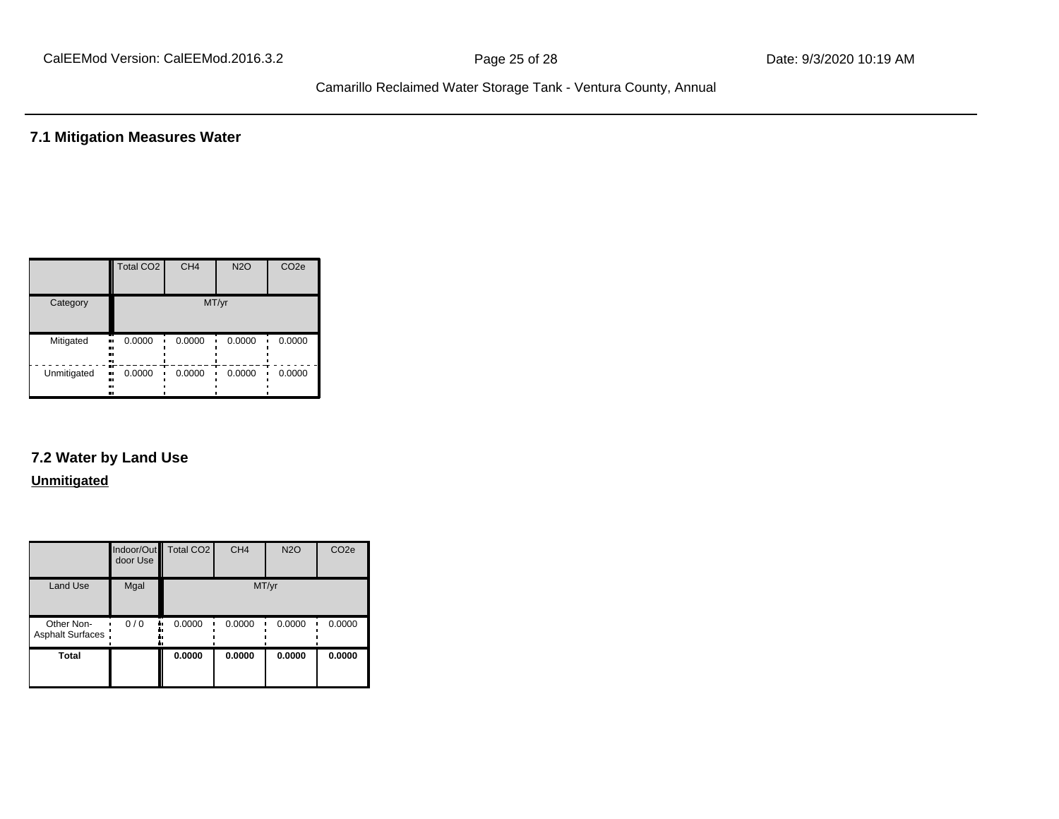## 7.1 Mitigation Measures Water

| | Total CO2 | CH4 | N2O | CO2e |
|---|---|---|---|---|
| Category | MT/yr | | | |
| Mitigated | 0.0000 | 0.0000 | 0.0000 | 0.0000 |
| Unmitigated | 0.0000 | 0.0000 | 0.0000 | 0.0000 |

## 7.2 Water by Land Use

**Unmitigated**

| | Indoor/Outdoor Use | Total CO2 | CH4 | N2O | CO2e |
|---|---|---|---|---|---|
| Land Use | Mgal | MT/yr | | | |
| Other Non-Asphalt Surfaces | 0 / 0 | 0.0000 | 0.0000 | 0.0000 | 0.0000 |
| **Total** | | **0.0000** | **0.0000** | **0.0000** | **0.0000** |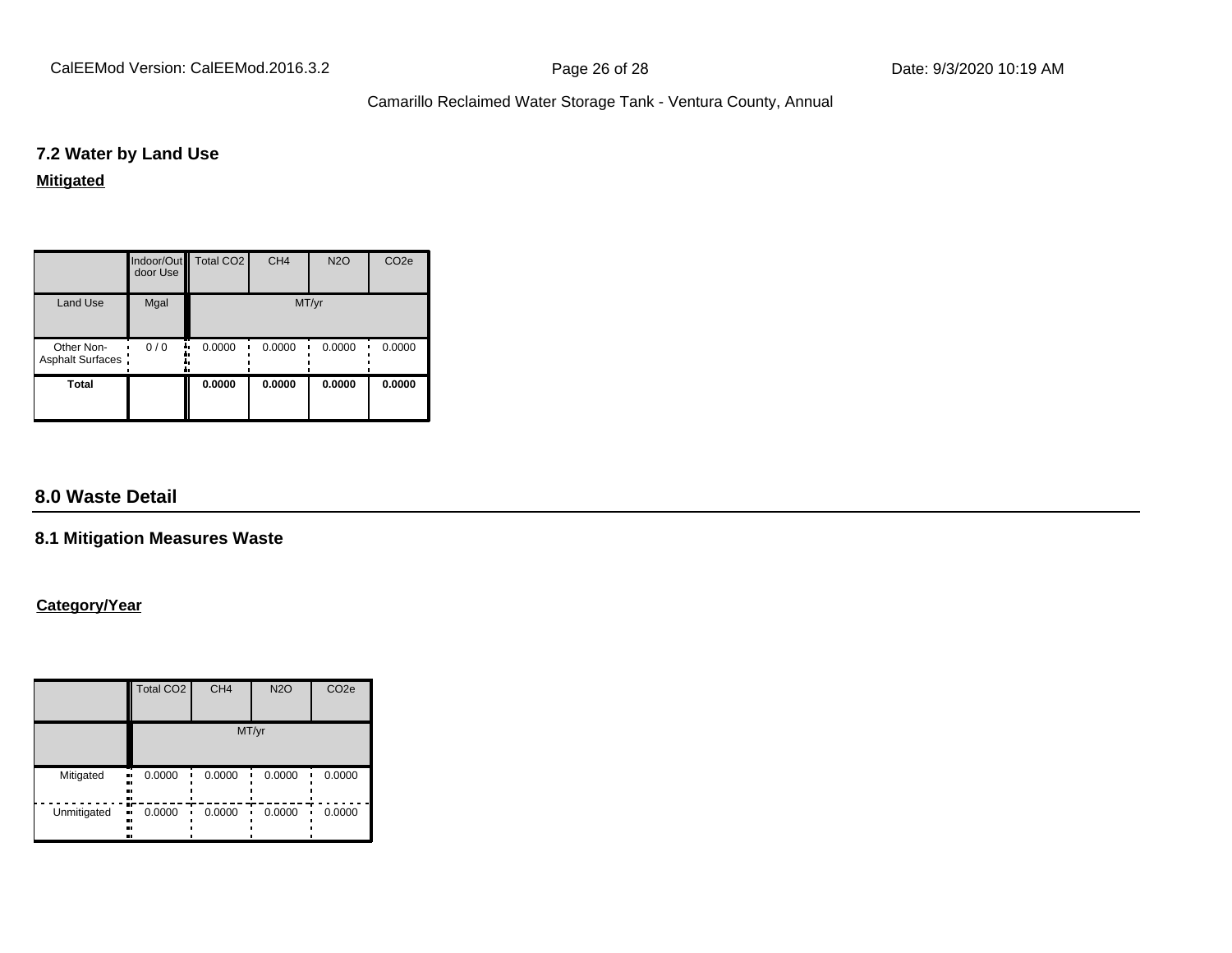## 7.2 Water by Land Use

**Mitigated**

| | Indoor/Outdoor Use | Total $CO_2$ | $CH_4$ | $N_2O$ | $CO_2e$ |
|---|---|---|---|---|---|
| Land Use | Mgal | MT/yr | | | |
| Other Non-Asphalt Surfaces | 0 / 0 | 0.0000 | 0.0000 | 0.0000 | 0.0000 |
| **Total** | | **0.0000** | **0.0000** | **0.0000** | **0.0000** |

# 8.0 Waste Detail

## 8.1 Mitigation Measures Waste

**Category/Year**

| | Total $CO_2$ | $CH_4$ | $N_2O$ | $CO_2e$ |
|---|---|---|---|---|
| | MT/yr | | | |
| Mitigated | 0.0000 | 0.0000 | 0.0000 | 0.0000 |
| Unmitigated | 0.0000 | 0.0000 | 0.0000 | 0.0000 |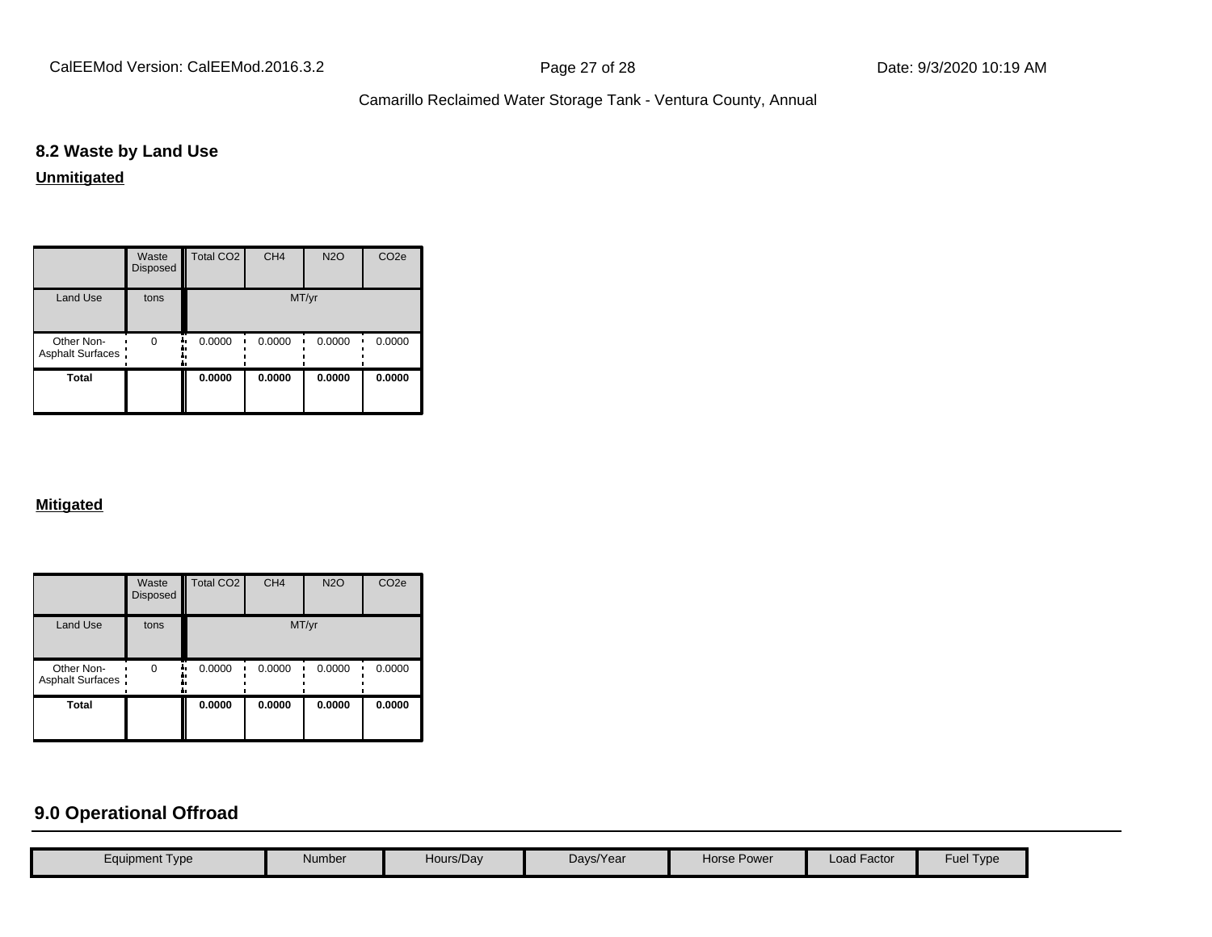## 8.2 Waste by Land Use

**Unmitigated**

| | Waste Disposed | Total CO2 | CH4 | N2O | CO2e |
|---|---|---|---|---|---|
| Land Use | tons | MT/yr | | | |
| Other Non-Asphalt Surfaces | 0 | 0.0000 | 0.0000 | 0.0000 | 0.0000 |
| **Total** | | **0.0000** | **0.0000** | **0.0000** | **0.0000** |

**Mitigated**

| | Waste Disposed | Total CO2 | CH4 | N2O | CO2e |
|---|---|---|---|---|---|
| Land Use | tons | MT/yr | | | |
| Other Non-Asphalt Surfaces | 0 | 0.0000 | 0.0000 | 0.0000 | 0.0000 |
| **Total** | | **0.0000** | **0.0000** | **0.0000** | **0.0000** |

## 9.0 Operational Offroad

| Equipment Type | Number | Hours/Day | Days/Year | Horse Power | Load Factor | Fuel Type |
|---|---|---|---|---|---|---|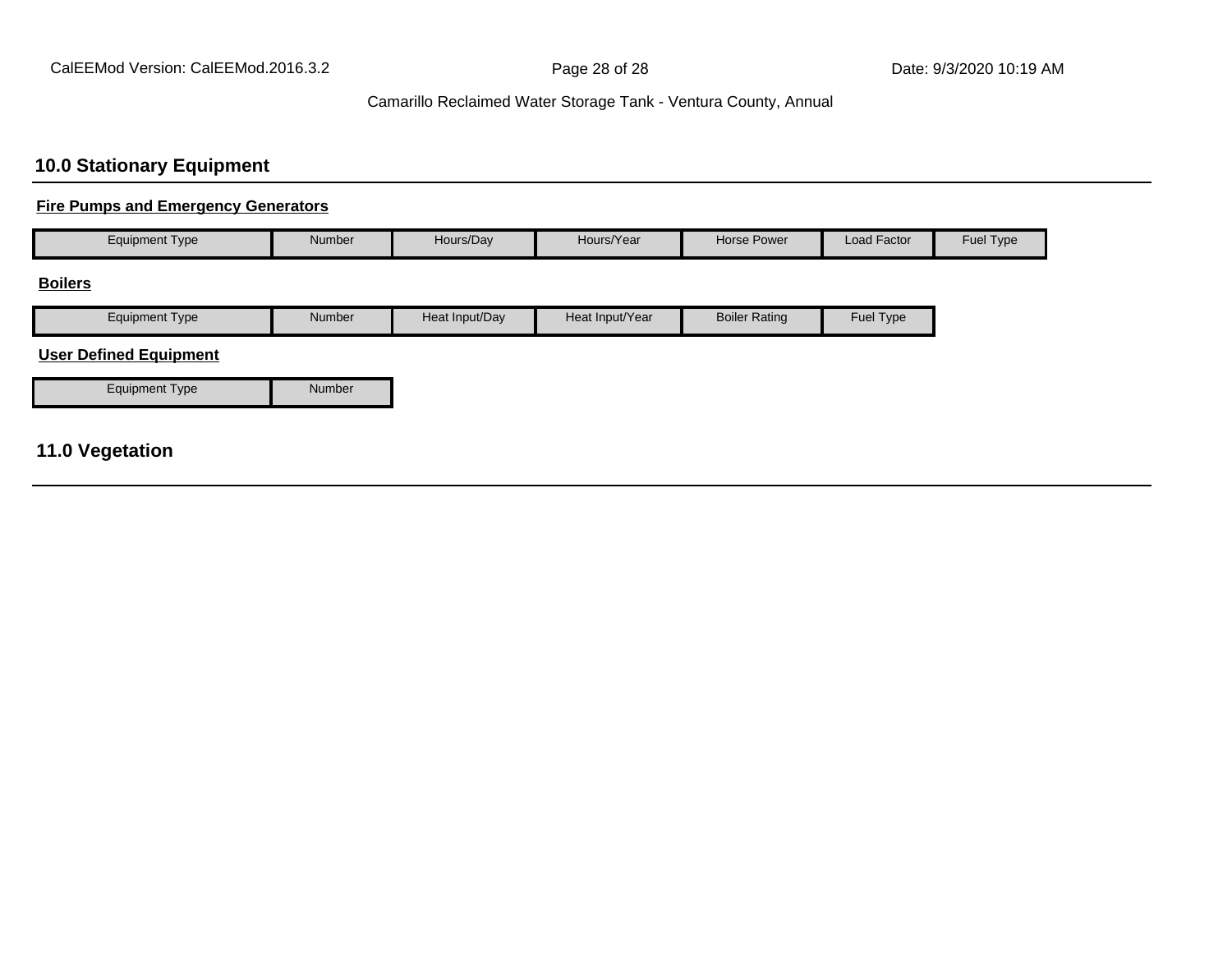## 10.0 Stationary Equipment

**Fire Pumps and Emergency Generators**

| Equipment Type | Number | Hours/Day | Hours/Year | Horse Power | Load Factor | Fuel Type |
|---|---|---|---|---|---|---|

**Boilers**

| Equipment Type | Number | Heat Input/Day | Heat Input/Year | Boiler Rating | Fuel Type |
|---|---|---|---|---|---|

**User Defined Equipment**

| Equipment Type | Number |
|---|---|

## 11.0 Vegetation